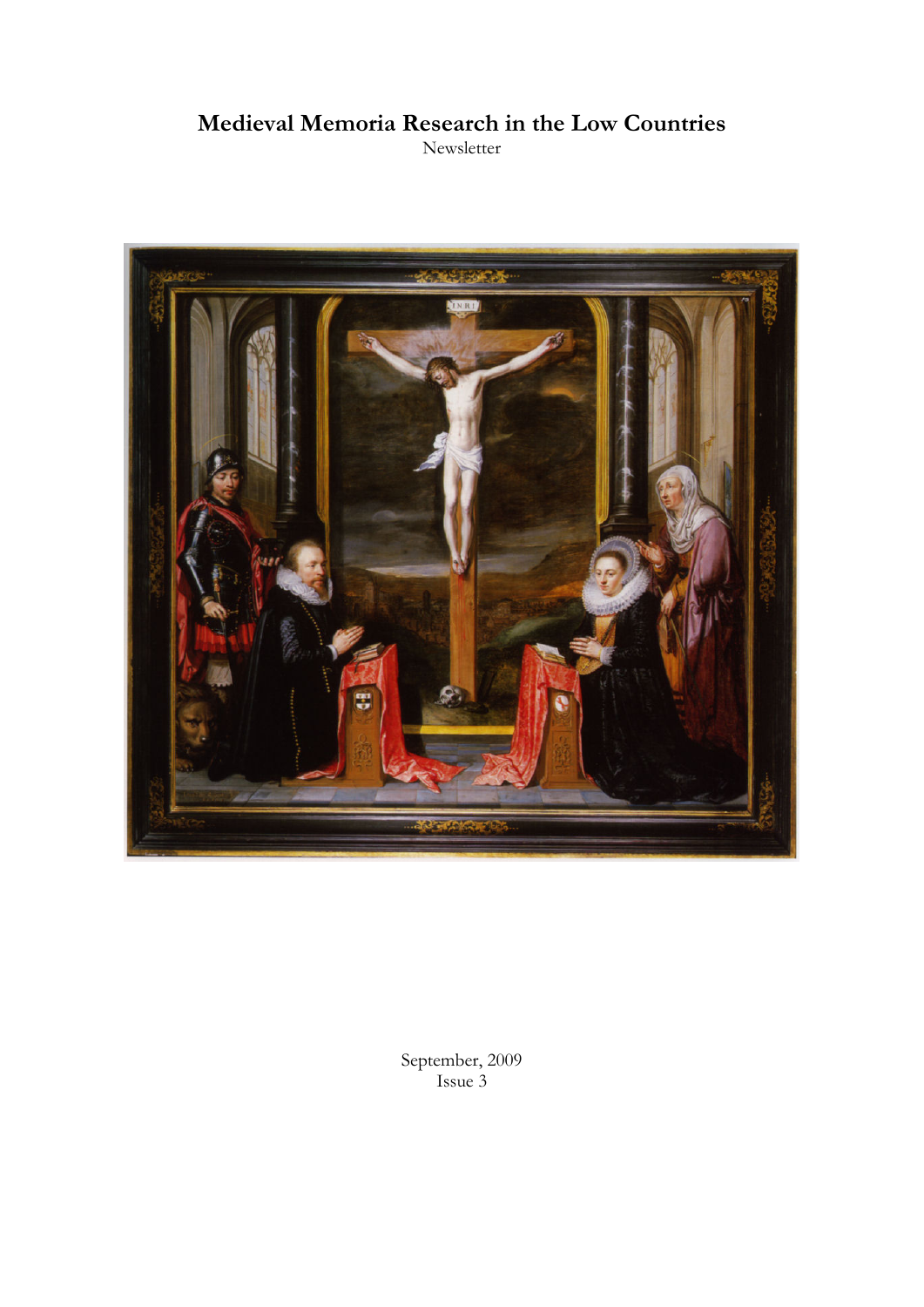# Medieval Memoria Research in the Low Countries

Newsletter

September, 2009

Issue 3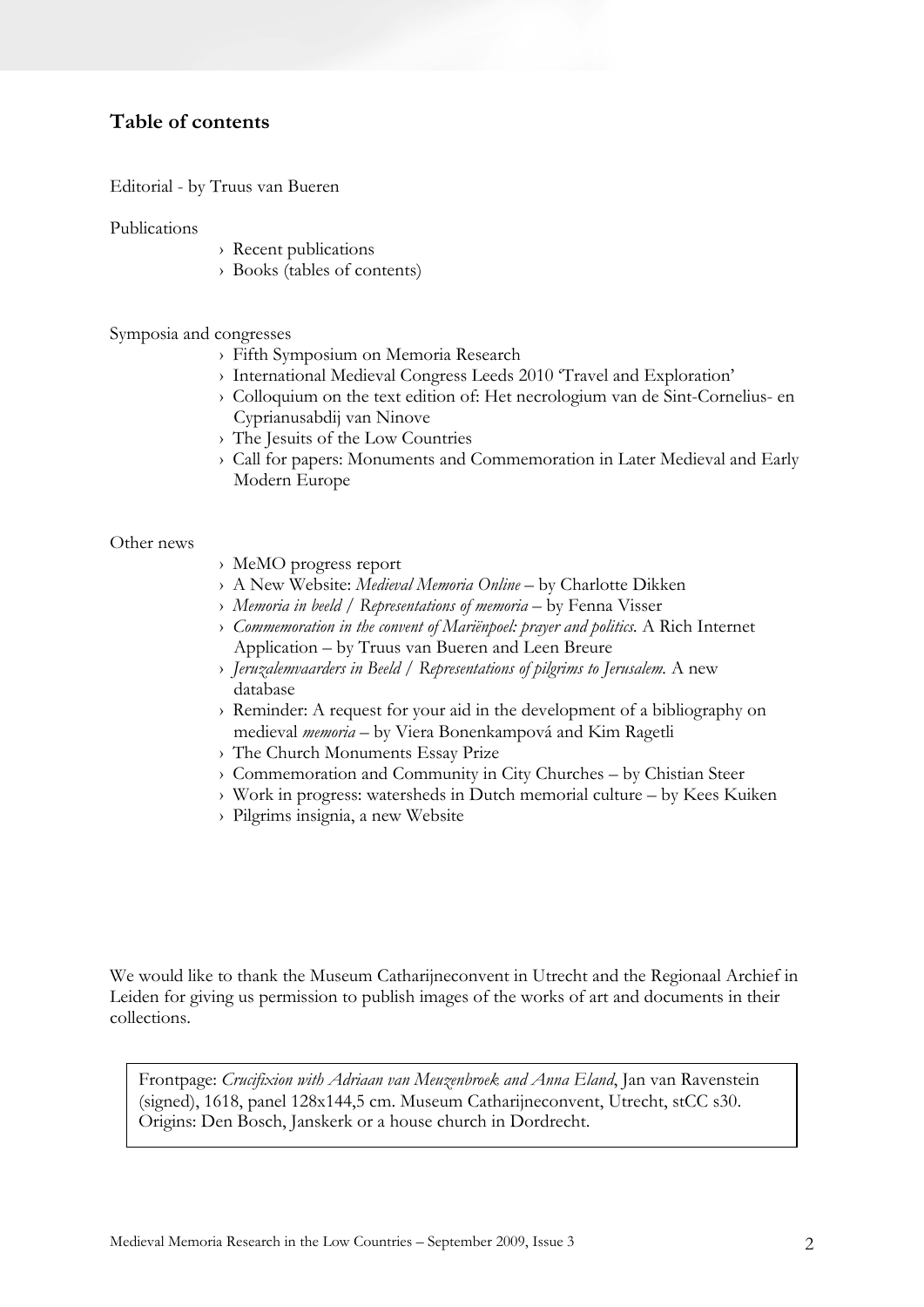## Table of contents

Editorial - by Truus van Bueren

Publications

- Recent publications
- Books (tables of contents)

Symposia and congresses

- Fifth Symposium on Memoria Research
- International Medieval Congress Leeds 2010 'Travel and Exploration'
- Colloquium on the text edition of: Het necrologium van de Sint-Cornelius- en Cyprianusabdij van Ninove
- The Jesuits of the Low Countries
- Call for papers: Monuments and Commemoration in Later Medieval and Early Modern Europe

Other news

- MeMO progress report
- A New Website: *Medieval Memoria Online* – by Charlotte Dikken
- *Memoria in beeld / Representations of memoria* – by Fenna Visser
- *Commemoration in the convent of Mariënpoel: prayer and politics.* A Rich Internet Application – by Truus van Bueren and Leen Breure
- *Jeruzalemvaarders in Beeld / Representations of pilgrims to Jerusalem.* A new database
- Reminder: A request for your aid in the development of a bibliography on medieval *memoria* – by Viera Bonenkampová and Kim Ragetli
- The Church Monuments Essay Prize
- Commemoration and Community in City Churches – by Chistian Steer
- Work in progress: watersheds in Dutch memorial culture – by Kees Kuiken
- Pilgrims insignia, a new Website

We would like to thank the Museum Catharijneconvent in Utrecht and the Regionaal Archief in Leiden for giving us permission to publish images of the works of art and documents in their collections.

Frontpage: *Crucifixion with Adriaan van Meuzenbroek and Anna Eland*, Jan van Ravenstein (signed), 1618, panel 128x144,5 cm. Museum Catharijneconvent, Utrecht, stCC s30. Origins: Den Bosch, Janskerk or a house church in Dordrecht.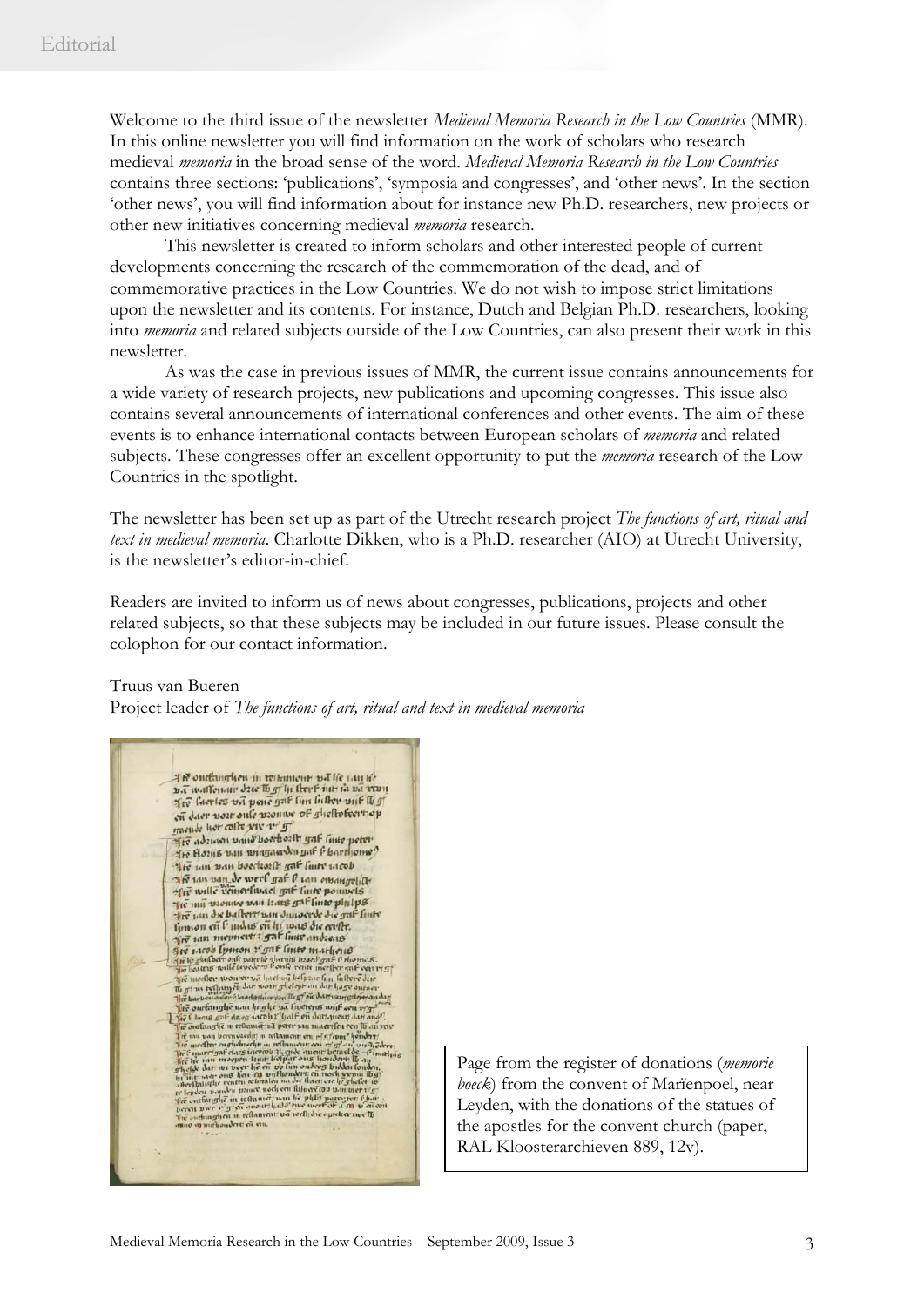# Editorial

Welcome to the third issue of the newsletter *Medieval Memoria Research in the Low Countries* (MMR). In this online newsletter you will find information on the work of scholars who research medieval *memoria* in the broad sense of the word. *Medieval Memoria Research in the Low Countries* contains three sections: 'publications', 'symposia and congresses', and 'other news'. In the section 'other news', you will find information about for instance new Ph.D. researchers, new projects or other new initiatives concerning medieval *memoria* research.

This newsletter is created to inform scholars and other interested people of current developments concerning the research of the commemoration of the dead, and of commemorative practices in the Low Countries. We do not wish to impose strict limitations upon the newsletter and its contents. For instance, Dutch and Belgian Ph.D. researchers, looking into *memoria* and related subjects outside of the Low Countries, can also present their work in this newsletter.

As was the case in previous issues of MMR, the current issue contains announcements for a wide variety of research projects, new publications and upcoming congresses. This issue also contains several announcements of international conferences and other events. The aim of these events is to enhance international contacts between European scholars of *memoria* and related subjects. These congresses offer an excellent opportunity to put the *memoria* research of the Low Countries in the spotlight.

The newsletter has been set up as part of the Utrecht research project *The functions of art, ritual and text in medieval memoria*. Charlotte Dikken, who is a Ph.D. researcher (AIO) at Utrecht University, is the newsletter's editor-in-chief.

Readers are invited to inform us of news about congresses, publications, projects and other related subjects, so that these subjects may be included in our future issues. Please consult the colophon for our contact information.

Truus van Bueren
Project leader of *The functions of art, ritual and text in medieval memoria*

Page from the register of donations (*memorie boeck*) from the convent of Marïenpoel, near Leyden, with the donations of the statues of the apostles for the convent church (paper, RAL Kloosterarchieven 889, 12v).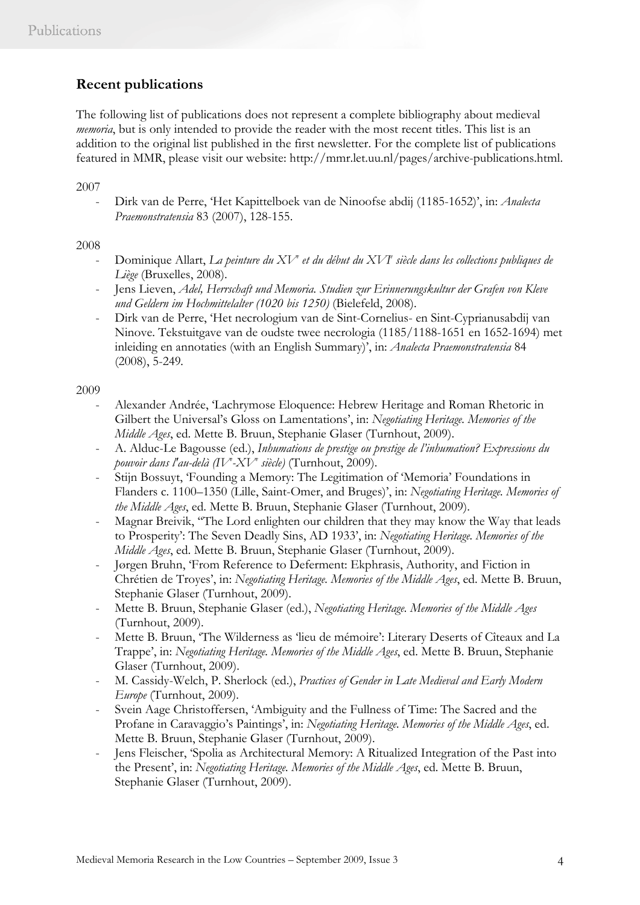## Recent publications

The following list of publications does not represent a complete bibliography about medieval *memoria*, but is only intended to provide the reader with the most recent titles. This list is an addition to the original list published in the first newsletter. For the complete list of publications featured in MMR, please visit our website: http://mmr.let.uu.nl/pages/archive-publications.html.

2007

- Dirk van de Perre, 'Het Kapittelboek van de Ninoofse abdij (1185-1652)', in: *Analecta Praemonstratensia* 83 (2007), 128-155.

2008

- Dominique Allart, *La peinture du XV$^e$ et du début du XVI$^e$ siècle dans les collections publiques de Liège* (Bruxelles, 2008).
- Jens Lieven, *Adel, Herrschaft und Memoria. Studien zur Erinnerungskultur der Grafen von Kleve und Geldern im Hochmittelalter (1020 bis 1250)* (Bielefeld, 2008).
- Dirk van de Perre, 'Het necrologium van de Sint-Cornelius- en Sint-Cyprianusabdij van Ninove. Tekstuitgave van de oudste twee necrologia (1185/1188-1651 en 1652-1694) met inleiding en annotaties (with an English Summary)', in: *Analecta Praemonstratensia* 84 (2008), 5-249.

2009

- Alexander Andrée, 'Lachrymose Eloquence: Hebrew Heritage and Roman Rhetoric in Gilbert the Universal's Gloss on Lamentations', in: *Negotiating Heritage. Memories of the Middle Ages*, ed. Mette B. Bruun, Stephanie Glaser (Turnhout, 2009).
- A. Alduc-Le Bagousse (ed.), *Inhumations de prestige ou prestige de l'inhumation? Expressions du pouvoir dans l'au-delà (IV$^e$-XV$^e$ siècle)* (Turnhout, 2009).
- Stijn Bossuyt, 'Founding a Memory: The Legitimation of 'Memoria' Foundations in Flanders c. 1100–1350 (Lille, Saint-Omer, and Bruges)', in: *Negotiating Heritage. Memories of the Middle Ages*, ed. Mette B. Bruun, Stephanie Glaser (Turnhout, 2009).
- Magnar Breivik, ''The Lord enlighten our children that they may know the Way that leads to Prosperity': The Seven Deadly Sins, AD 1933', in: *Negotiating Heritage. Memories of the Middle Ages*, ed. Mette B. Bruun, Stephanie Glaser (Turnhout, 2009).
- Jørgen Bruhn, 'From Reference to Deferment: Ekphrasis, Authority, and Fiction in Chrétien de Troyes', in: *Negotiating Heritage. Memories of the Middle Ages*, ed. Mette B. Bruun, Stephanie Glaser (Turnhout, 2009).
- Mette B. Bruun, Stephanie Glaser (ed.), *Negotiating Heritage. Memories of the Middle Ages* (Turnhout, 2009).
- Mette B. Bruun, 'The Wilderness as 'lieu de mémoire': Literary Deserts of Cîteaux and La Trappe', in: *Negotiating Heritage. Memories of the Middle Ages*, ed. Mette B. Bruun, Stephanie Glaser (Turnhout, 2009).
- M. Cassidy-Welch, P. Sherlock (ed.), *Practices of Gender in Late Medieval and Early Modern Europe* (Turnhout, 2009).
- Svein Aage Christoffersen, 'Ambiguity and the Fullness of Time: The Sacred and the Profane in Caravaggio's Paintings', in: *Negotiating Heritage. Memories of the Middle Ages*, ed. Mette B. Bruun, Stephanie Glaser (Turnhout, 2009).
- Jens Fleischer, 'Spolia as Architectural Memory: A Ritualized Integration of the Past into the Present', in: *Negotiating Heritage. Memories of the Middle Ages*, ed. Mette B. Bruun, Stephanie Glaser (Turnhout, 2009).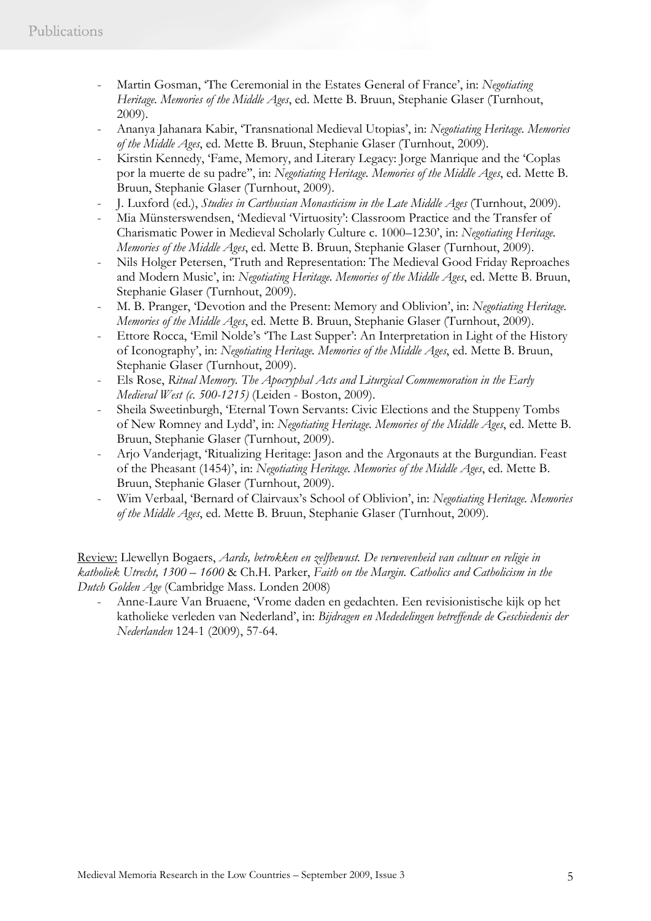- Martin Gosman, 'The Ceremonial in the Estates General of France', in: *Negotiating Heritage. Memories of the Middle Ages*, ed. Mette B. Bruun, Stephanie Glaser (Turnhout, 2009).
- Ananya Jahanara Kabir, 'Transnational Medieval Utopias', in: *Negotiating Heritage. Memories of the Middle Ages*, ed. Mette B. Bruun, Stephanie Glaser (Turnhout, 2009).
- Kirstin Kennedy, 'Fame, Memory, and Literary Legacy: Jorge Manrique and the 'Coplas por la muerte de su padre'', in: *Negotiating Heritage. Memories of the Middle Ages*, ed. Mette B. Bruun, Stephanie Glaser (Turnhout, 2009).
- J. Luxford (ed.), *Studies in Carthusian Monasticism in the Late Middle Ages* (Turnhout, 2009).
- Mia Münsterswendsen, 'Medieval 'Virtuosity': Classroom Practice and the Transfer of Charismatic Power in Medieval Scholarly Culture c. 1000–1230', in: *Negotiating Heritage. Memories of the Middle Ages*, ed. Mette B. Bruun, Stephanie Glaser (Turnhout, 2009).
- Nils Holger Petersen, 'Truth and Representation: The Medieval Good Friday Reproaches and Modern Music', in: *Negotiating Heritage. Memories of the Middle Ages*, ed. Mette B. Bruun, Stephanie Glaser (Turnhout, 2009).
- M. B. Pranger, 'Devotion and the Present: Memory and Oblivion', in: *Negotiating Heritage. Memories of the Middle Ages*, ed. Mette B. Bruun, Stephanie Glaser (Turnhout, 2009).
- Ettore Rocca, 'Emil Nolde's 'The Last Supper': An Interpretation in Light of the History of Iconography', in: *Negotiating Heritage. Memories of the Middle Ages*, ed. Mette B. Bruun, Stephanie Glaser (Turnhout, 2009).
- Els Rose, *Ritual Memory. The Apocryphal Acts and Liturgical Commemoration in the Early Medieval West (c. 500-1215)* (Leiden - Boston, 2009).
- Sheila Sweetinburgh, 'Eternal Town Servants: Civic Elections and the Stuppeny Tombs of New Romney and Lydd', in: *Negotiating Heritage. Memories of the Middle Ages*, ed. Mette B. Bruun, Stephanie Glaser (Turnhout, 2009).
- Arjo Vanderjagt, 'Ritualizing Heritage: Jason and the Argonauts at the Burgundian. Feast of the Pheasant (1454)', in: *Negotiating Heritage. Memories of the Middle Ages*, ed. Mette B. Bruun, Stephanie Glaser (Turnhout, 2009).
- Wim Verbaal, 'Bernard of Clairvaux's School of Oblivion', in: *Negotiating Heritage. Memories of the Middle Ages*, ed. Mette B. Bruun, Stephanie Glaser (Turnhout, 2009).

Review: Llewellyn Bogaers, *Aards, betrokken en zelfbewust. De verwevenheid van cultuur en religie in katholiek Utrecht, 1300 – 1600* & Ch.H. Parker, *Faith on the Margin. Catholics and Catholicism in the Dutch Golden Age* (Cambridge Mass. Londen 2008)

- Anne-Laure Van Bruaene, 'Vrome daden en gedachten. Een revisionistische kijk op het katholieke verleden van Nederland', in: *Bijdragen en Mededelingen betreffende de Geschiedenis der Nederlanden* 124-1 (2009), 57-64.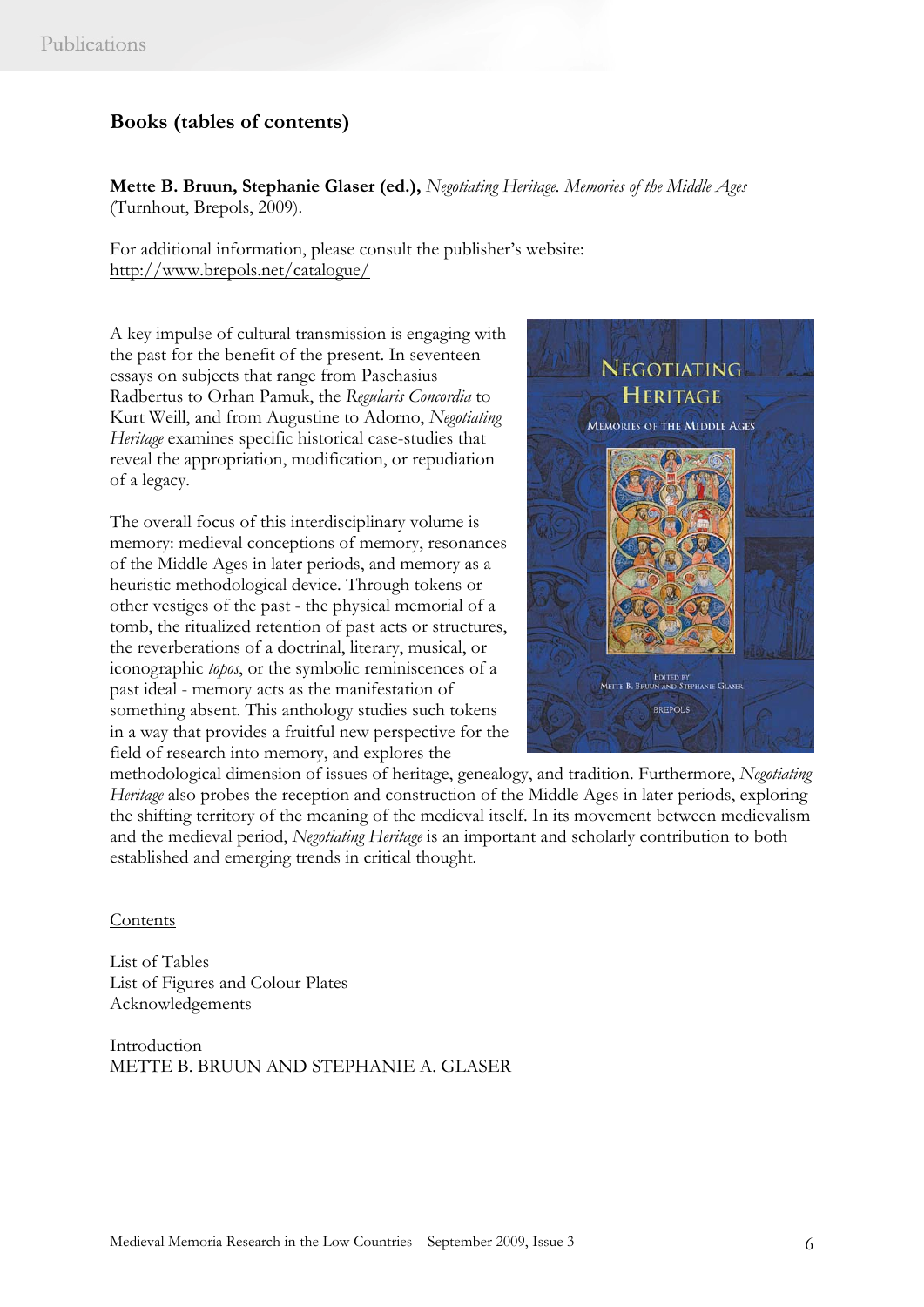## Books (tables of contents)

**Mette B. Bruun, Stephanie Glaser (ed.),** *Negotiating Heritage. Memories of the Middle Ages* (Turnhout, Brepols, 2009).

For additional information, please consult the publisher's website: http://www.brepols.net/catalogue/

A key impulse of cultural transmission is engaging with the past for the benefit of the present. In seventeen essays on subjects that range from Paschasius Radbertus to Orhan Pamuk, the *Regularis Concordia* to Kurt Weill, and from Augustine to Adorno, *Negotiating Heritage* examines specific historical case-studies that reveal the appropriation, modification, or repudiation of a legacy.

The overall focus of this interdisciplinary volume is memory: medieval conceptions of memory, resonances of the Middle Ages in later periods, and memory as a heuristic methodological device. Through tokens or other vestiges of the past - the physical memorial of a tomb, the ritualized retention of past acts or structures, the reverberations of a doctrinal, literary, musical, or iconographic *topos*, or the symbolic reminiscences of a past ideal - memory acts as the manifestation of something absent. This anthology studies such tokens in a way that provides a fruitful new perspective for the field of research into memory, and explores the methodological dimension of issues of heritage, genealogy, and tradition. Furthermore, *Negotiating Heritage* also probes the reception and construction of the Middle Ages in later periods, exploring the shifting territory of the meaning of the medieval itself. In its movement between medievalism and the medieval period, *Negotiating Heritage* is an important and scholarly contribution to both established and emerging trends in critical thought.

Contents

List of Tables
List of Figures and Colour Plates
Acknowledgements

Introduction
METTE B. BRUUN AND STEPHANIE A. GLASER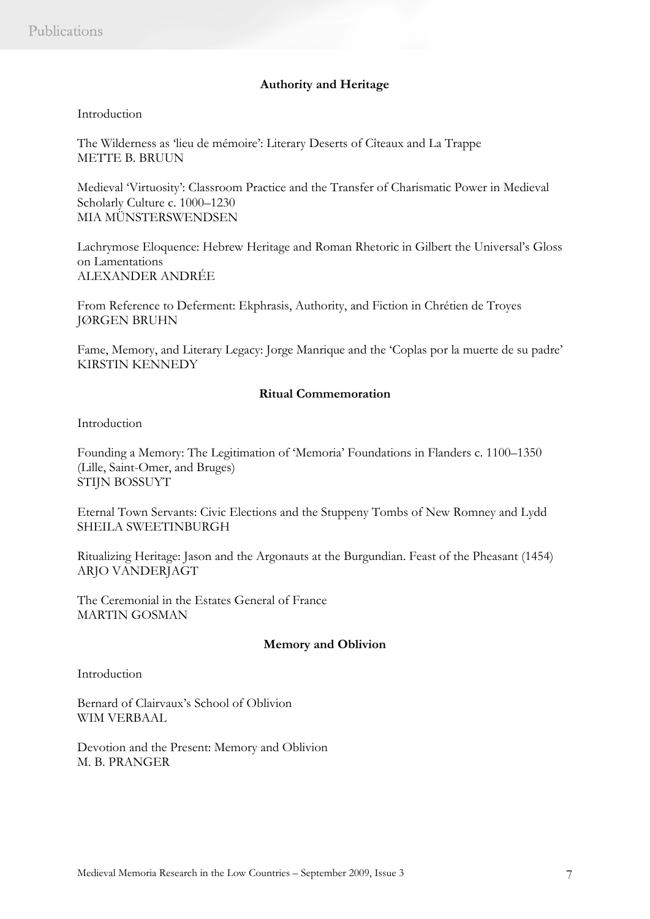### Authority and Heritage

Introduction

The Wilderness as 'lieu de mémoire': Literary Deserts of Cîteaux and La Trappe
METTE B. BRUUN

Medieval 'Virtuosity': Classroom Practice and the Transfer of Charismatic Power in Medieval Scholarly Culture c. 1000–1230
MIA MÜNSTERSWENDSEN

Lachrymose Eloquence: Hebrew Heritage and Roman Rhetoric in Gilbert the Universal's Gloss on Lamentations
ALEXANDER ANDRÉE

From Reference to Deferment: Ekphrasis, Authority, and Fiction in Chrétien de Troyes
JØRGEN BRUHN

Fame, Memory, and Literary Legacy: Jorge Manrique and the 'Coplas por la muerte de su padre'
KIRSTIN KENNEDY

### Ritual Commemoration

Introduction

Founding a Memory: The Legitimation of 'Memoria' Foundations in Flanders c. 1100–1350 (Lille, Saint-Omer, and Bruges)
STIJN BOSSUYT

Eternal Town Servants: Civic Elections and the Stuppeny Tombs of New Romney and Lydd
SHEILA SWEETINBURGH

Ritualizing Heritage: Jason and the Argonauts at the Burgundian. Feast of the Pheasant (1454)
ARJO VANDERJAGT

The Ceremonial in the Estates General of France
MARTIN GOSMAN

### Memory and Oblivion

Introduction

Bernard of Clairvaux's School of Oblivion
WIM VERBAAL

Devotion and the Present: Memory and Oblivion
M. B. PRANGER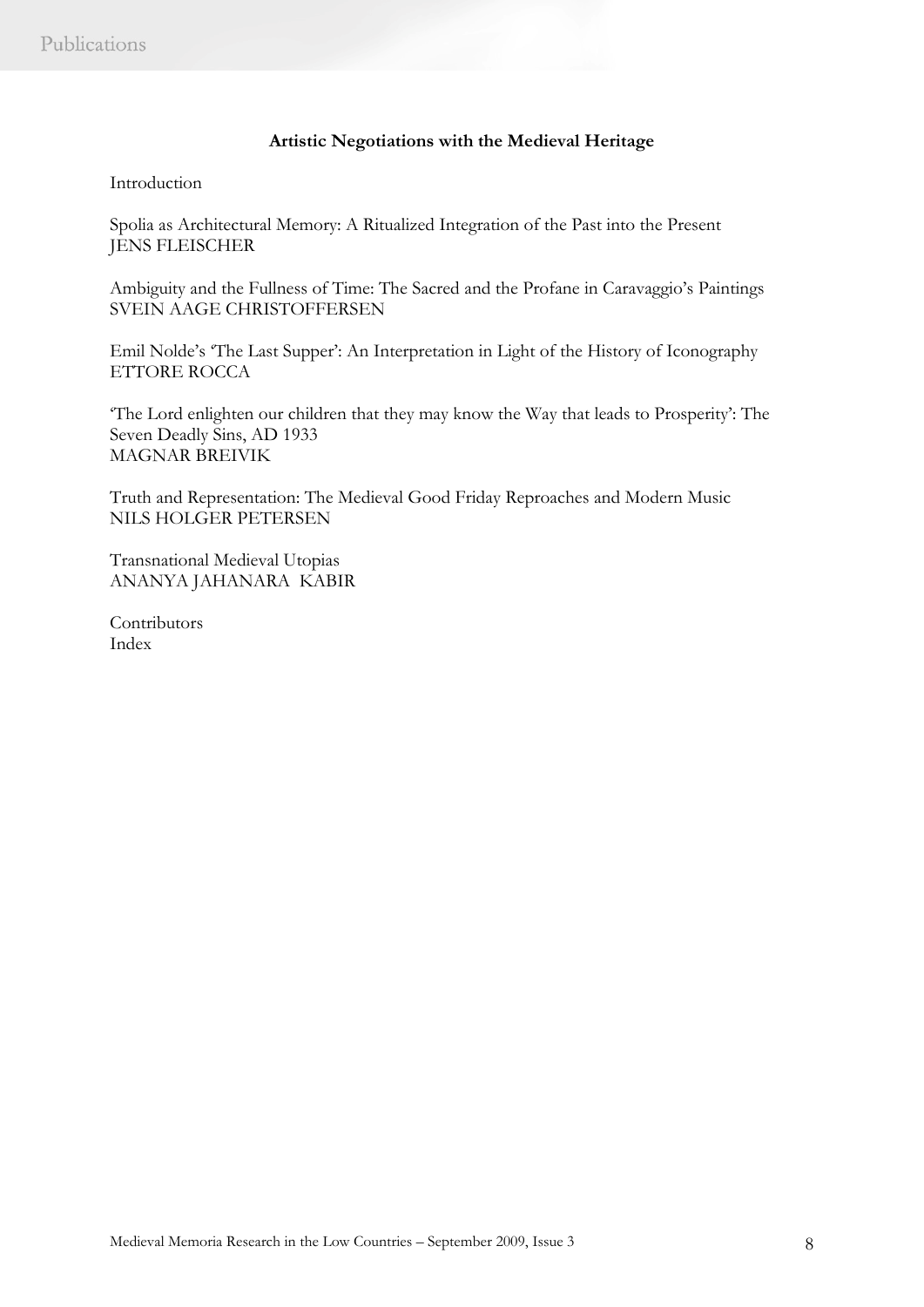**Artistic Negotiations with the Medieval Heritage**

Introduction

Spolia as Architectural Memory: A Ritualized Integration of the Past into the Present
JENS FLEISCHER

Ambiguity and the Fullness of Time: The Sacred and the Profane in Caravaggio's Paintings
SVEIN AAGE CHRISTOFFERSEN

Emil Nolde's 'The Last Supper': An Interpretation in Light of the History of Iconography
ETTORE ROCCA

'The Lord enlighten our children that they may know the Way that leads to Prosperity': The Seven Deadly Sins, AD 1933
MAGNAR BREIVIK

Truth and Representation: The Medieval Good Friday Reproaches and Modern Music
NILS HOLGER PETERSEN

Transnational Medieval Utopias
ANANYA JAHANARA KABIR

Contributors
Index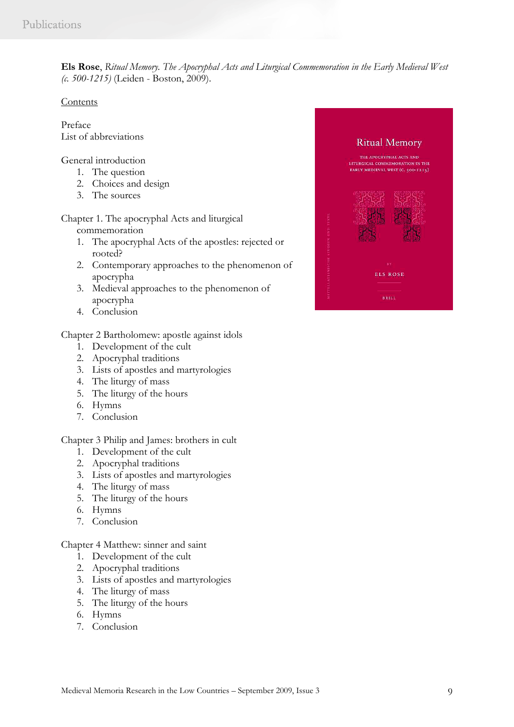**Els Rose**, *Ritual Memory. The Apocryphal Acts and Liturgical Commemoration in the Early Medieval West (c. 500-1215)* (Leiden - Boston, 2009).

Contents

Preface
List of abbreviations

General introduction
1. The question
2. Choices and design
3. The sources

Chapter 1. The apocryphal Acts and liturgical commemoration
1. The apocryphal Acts of the apostles: rejected or rooted?
2. Contemporary approaches to the phenomenon of apocrypha
3. Medieval approaches to the phenomenon of apocrypha
4. Conclusion

Chapter 2 Bartholomew: apostle against idols
1. Development of the cult
2. Apocryphal traditions
3. Lists of apostles and martyrologies
4. The liturgy of mass
5. The liturgy of the hours
6. Hymns
7. Conclusion

Chapter 3 Philip and James: brothers in cult
1. Development of the cult
2. Apocryphal traditions
3. Lists of apostles and martyrologies
4. The liturgy of mass
5. The liturgy of the hours
6. Hymns
7. Conclusion

Chapter 4 Matthew: sinner and saint
1. Development of the cult
2. Apocryphal traditions
3. Lists of apostles and martyrologies
4. The liturgy of mass
5. The liturgy of the hours
6. Hymns
7. Conclusion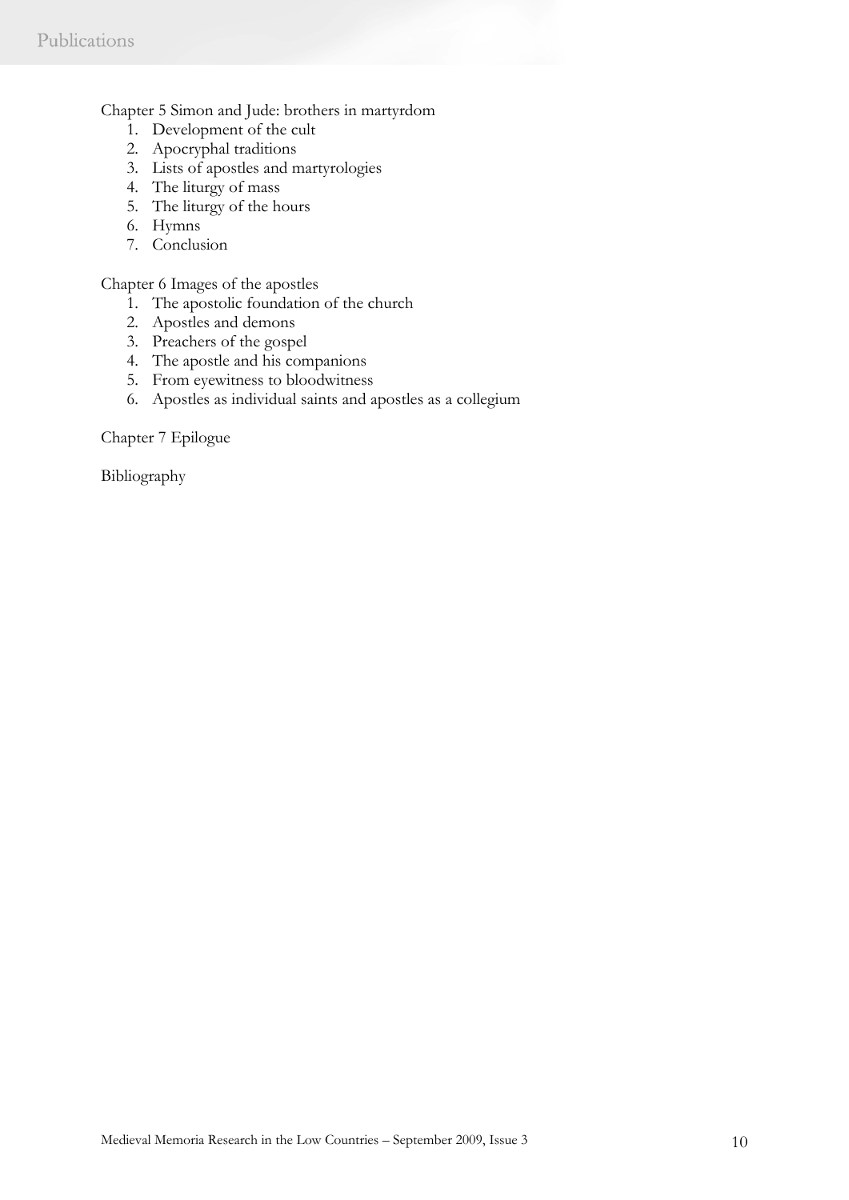Chapter 5 Simon and Jude: brothers in martyrdom

1. Development of the cult
2. Apocryphal traditions
3. Lists of apostles and martyrologies
4. The liturgy of mass
5. The liturgy of the hours
6. Hymns
7. Conclusion

Chapter 6 Images of the apostles

1. The apostolic foundation of the church
2. Apostles and demons
3. Preachers of the gospel
4. The apostle and his companions
5. From eyewitness to bloodwitness
6. Apostles as individual saints and apostles as a collegium

Chapter 7 Epilogue

Bibliography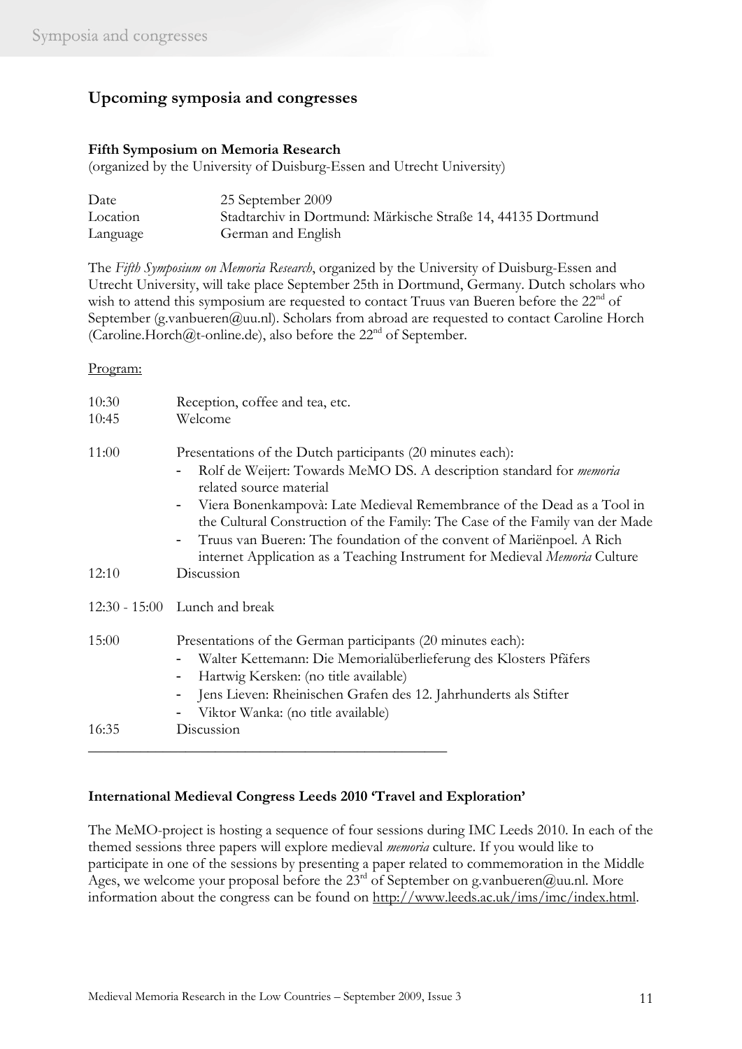## Upcoming symposia and congresses

### Fifth Symposium on Memoria Research

(organized by the University of Duisburg-Essen and Utrecht University)

| | |
|---|---|
| Date | 25 September 2009 |
| Location | Stadtarchiv in Dortmund: Märkische Straße 14, 44135 Dortmund |
| Language | German and English |

The *Fifth Symposium on Memoria Research*, organized by the University of Duisburg-Essen and Utrecht University, will take place September 25th in Dortmund, Germany. Dutch scholars who wish to attend this symposium are requested to contact Truus van Bueren before the 22nd of September (g.vanbueren@uu.nl). Scholars from abroad are requested to contact Caroline Horch (Caroline.Horch@t-online.de), also before the 22nd of September.

Program:

| | |
|---|---|
| 10:30 | Reception, coffee and tea, etc. |
| 10:45 | Welcome |
| 11:00 | Presentations of the Dutch participants (20 minutes each):<br>- Rolf de Weijert: Towards MeMO DS. A description standard for *memoria* related source material<br>- Viera Bonenkampovà: Late Medieval Remembrance of the Dead as a Tool in the Cultural Construction of the Family: The Case of the Family van der Made<br>- Truus van Bueren: The foundation of the convent of Mariënpoel. A Rich internet Application as a Teaching Instrument for Medieval *Memoria* Culture |
| 12:10 | Discussion |
| 12:30 - 15:00 | Lunch and break |
| 15:00 | Presentations of the German participants (20 minutes each):<br>- Walter Kettemann: Die Memorialüberlieferung des Klosters Pfäfers<br>- Hartwig Kersken: (no title available)<br>- Jens Lieven: Rheinischen Grafen des 12. Jahrhunderts als Stifter<br>- Viktor Wanka: (no title available) |
| 16:35 | Discussion |

---

### International Medieval Congress Leeds 2010 'Travel and Exploration'

The MeMO-project is hosting a sequence of four sessions during IMC Leeds 2010. In each of the themed sessions three papers will explore medieval *memoria* culture. If you would like to participate in one of the sessions by presenting a paper related to commemoration in the Middle Ages, we welcome your proposal before the 23rd of September on g.vanbueren@uu.nl. More information about the congress can be found on http://www.leeds.ac.uk/ims/imc/index.html.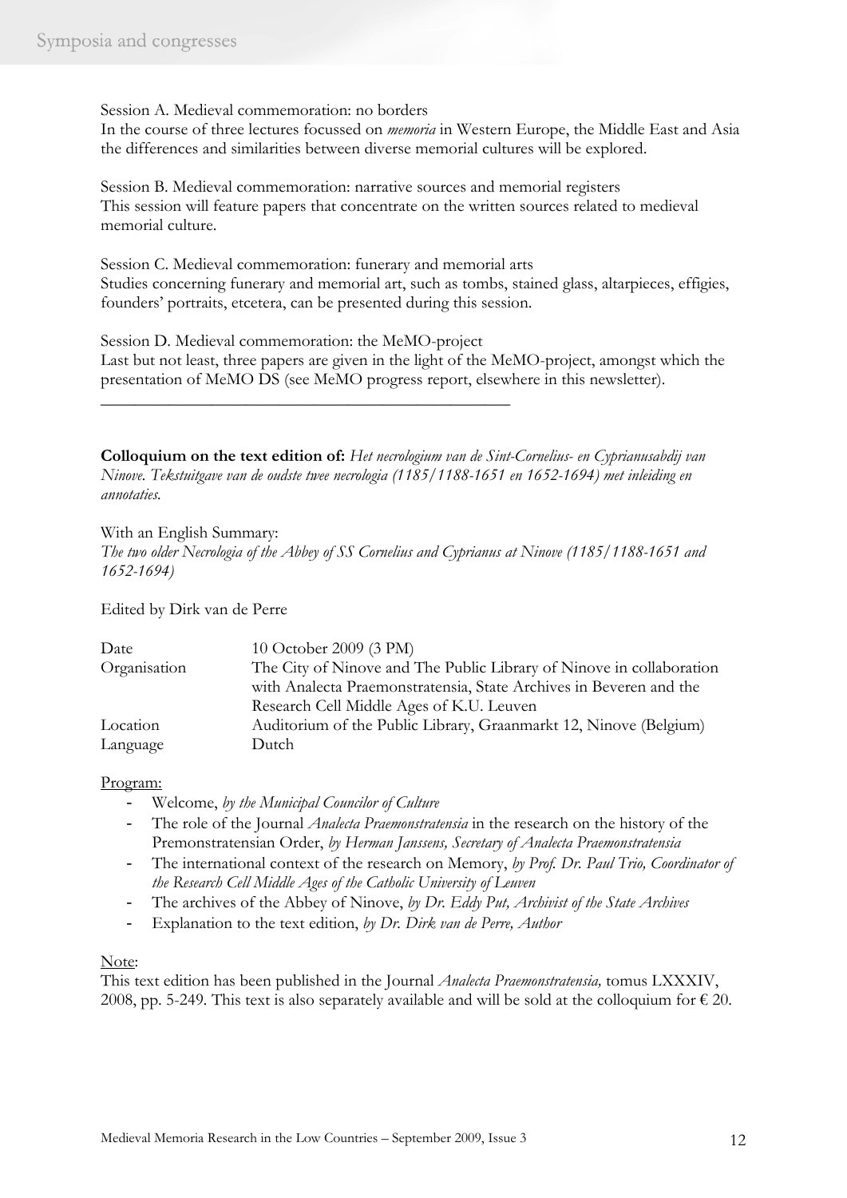Session A. Medieval commemoration: no borders
In the course of three lectures focussed on *memoria* in Western Europe, the Middle East and Asia the differences and similarities between diverse memorial cultures will be explored.

Session B. Medieval commemoration: narrative sources and memorial registers
This session will feature papers that concentrate on the written sources related to medieval memorial culture.

Session C. Medieval commemoration: funerary and memorial arts
Studies concerning funerary and memorial art, such as tombs, stained glass, altarpieces, effigies, founders' portraits, etcetera, can be presented during this session.

Session D. Medieval commemoration: the MeMO-project
Last but not least, three papers are given in the light of the MeMO-project, amongst which the presentation of MeMO DS (see MeMO progress report, elsewhere in this newsletter).

---

**Colloquium on the text edition of:** *Het necrologium van de Sint-Cornelius- en Cyprianusabdij van Ninove. Tekstuitgave van de oudste twee necrologia (1185/1188-1651 en 1652-1694) met inleiding en annotaties.*

With an English Summary:
*The two older Necrologia of the Abbey of SS Cornelius and Cyprianus at Ninove (1185/1188-1651 and 1652-1694)*

Edited by Dirk van de Perre

| | |
|---|---|
| Date | 10 October 2009 (3 PM) |
| Organisation | The City of Ninove and The Public Library of Ninove in collaboration with Analecta Praemonstratensia, State Archives in Beveren and the Research Cell Middle Ages of K.U. Leuven |
| Location | Auditorium of the Public Library, Graanmarkt 12, Ninove (Belgium) |
| Language | Dutch |

Program:

- Welcome, *by the Municipal Councilor of Culture*
- The role of the Journal *Analecta Praemonstratensia* in the research on the history of the Premonstratensian Order, *by Herman Janssens, Secretary of Analecta Praemonstratensia*
- The international context of the research on Memory, *by Prof. Dr. Paul Trio, Coordinator of the Research Cell Middle Ages of the Catholic University of Leuven*
- The archives of the Abbey of Ninove, *by Dr. Eddy Put, Archivist of the State Archives*
- Explanation to the text edition, *by Dr. Dirk van de Perre, Author*

Note:
This text edition has been published in the Journal *Analecta Praemonstratensia,* tomus LXXXIV, 2008, pp. 5-249. This text is also separately available and will be sold at the colloquium for € 20.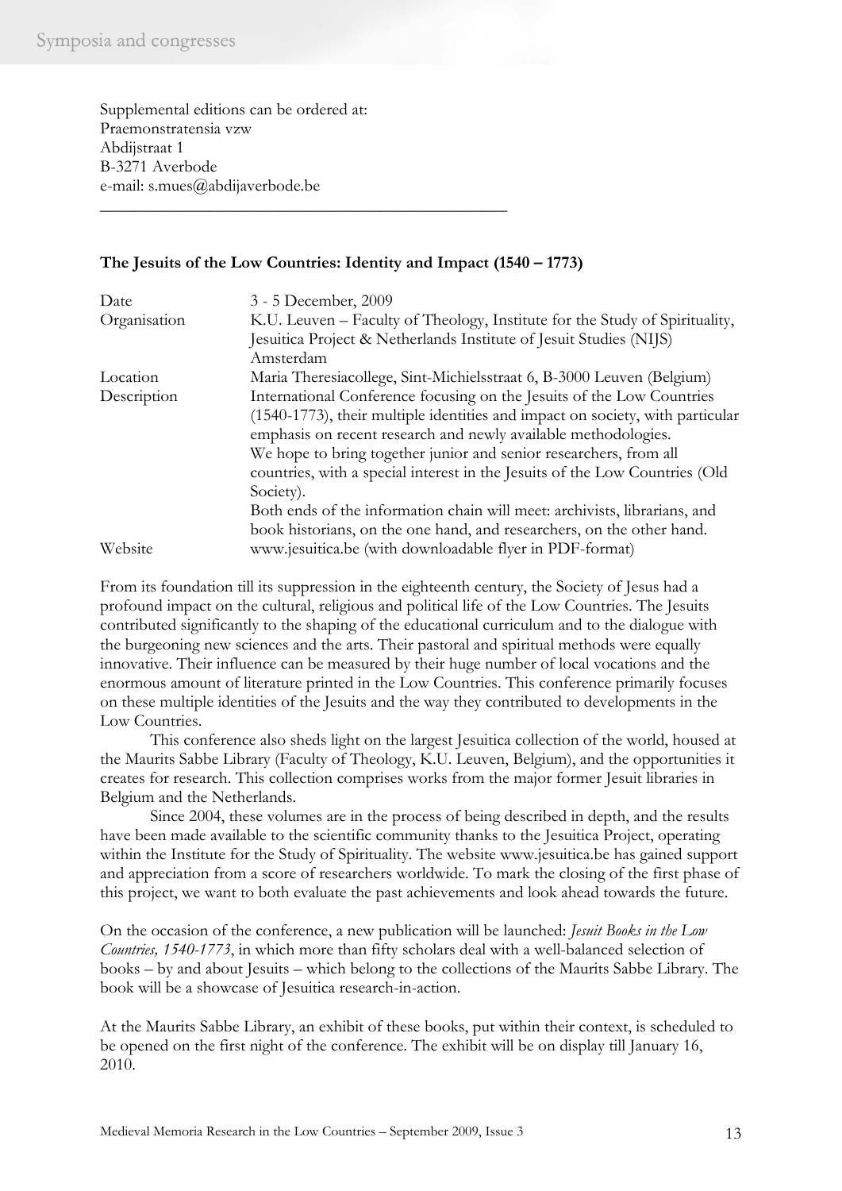Supplemental editions can be ordered at:
Praemonstratensia vzw
Abdijstraat 1
B-3271 Averbode
e-mail: s.mues@abdijaverbode.be

---

**The Jesuits of the Low Countries: Identity and Impact (1540 – 1773)**

| | |
|---|---|
| Date | 3 - 5 December, 2009 |
| Organisation | K.U. Leuven – Faculty of Theology, Institute for the Study of Spirituality, Jesuitica Project & Netherlands Institute of Jesuit Studies (NIJS) Amsterdam |
| Location | Maria Theresiacollege, Sint-Michielsstraat 6, B-3000 Leuven (Belgium) |
| Description | International Conference focusing on the Jesuits of the Low Countries (1540-1773), their multiple identities and impact on society, with particular emphasis on recent research and newly available methodologies. We hope to bring together junior and senior researchers, from all countries, with a special interest in the Jesuits of the Low Countries (Old Society). Both ends of the information chain will meet: archivists, librarians, and book historians, on the one hand, and researchers, on the other hand. |
| Website | www.jesuitica.be (with downloadable flyer in PDF-format) |

From its foundation till its suppression in the eighteenth century, the Society of Jesus had a profound impact on the cultural, religious and political life of the Low Countries. The Jesuits contributed significantly to the shaping of the educational curriculum and to the dialogue with the burgeoning new sciences and the arts. Their pastoral and spiritual methods were equally innovative. Their influence can be measured by their huge number of local vocations and the enormous amount of literature printed in the Low Countries. This conference primarily focuses on these multiple identities of the Jesuits and the way they contributed to developments in the Low Countries.

This conference also sheds light on the largest Jesuitica collection of the world, housed at the Maurits Sabbe Library (Faculty of Theology, K.U. Leuven, Belgium), and the opportunities it creates for research. This collection comprises works from the major former Jesuit libraries in Belgium and the Netherlands.

Since 2004, these volumes are in the process of being described in depth, and the results have been made available to the scientific community thanks to the Jesuitica Project, operating within the Institute for the Study of Spirituality. The website www.jesuitica.be has gained support and appreciation from a score of researchers worldwide. To mark the closing of the first phase of this project, we want to both evaluate the past achievements and look ahead towards the future.

On the occasion of the conference, a new publication will be launched: *Jesuit Books in the Low Countries, 1540-1773*, in which more than fifty scholars deal with a well-balanced selection of books – by and about Jesuits – which belong to the collections of the Maurits Sabbe Library. The book will be a showcase of Jesuitica research-in-action.

At the Maurits Sabbe Library, an exhibit of these books, put within their context, is scheduled to be opened on the first night of the conference. The exhibit will be on display till January 16, 2010.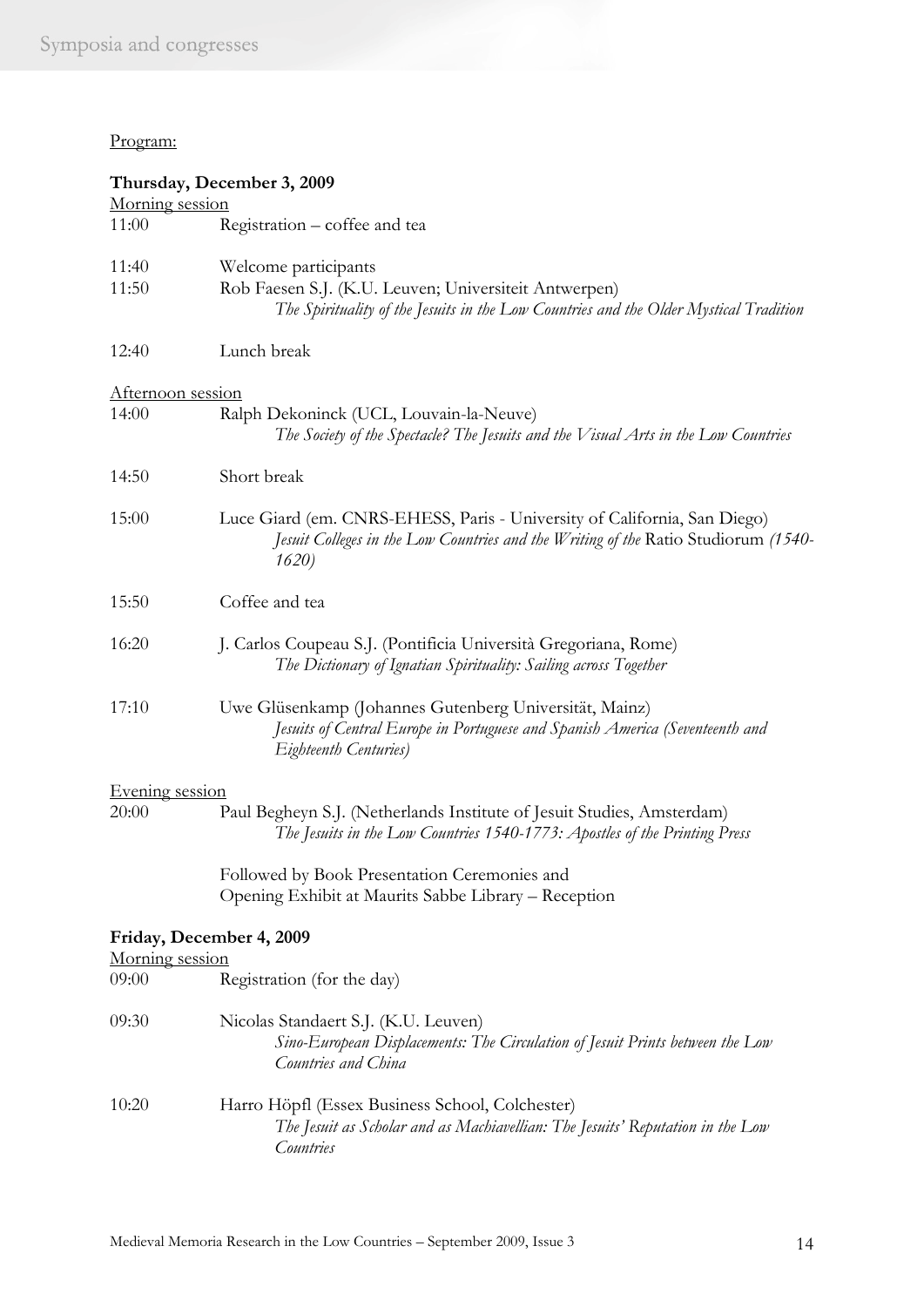Program:

**Thursday, December 3, 2009**

Morning session

11:00 Registration – coffee and tea

11:40 Welcome participants

11:50 Rob Faesen S.J. (K.U. Leuven; Universiteit Antwerpen)
*The Spirituality of the Jesuits in the Low Countries and the Older Mystical Tradition*

12:40 Lunch break

Afternoon session

14:00 Ralph Dekoninck (UCL, Louvain-la-Neuve)
*The Society of the Spectacle? The Jesuits and the Visual Arts in the Low Countries*

14:50 Short break

15:00 Luce Giard (em. CNRS-EHESS, Paris - University of California, San Diego)
*Jesuit Colleges in the Low Countries and the Writing of the* Ratio Studiorum *(1540-1620)*

15:50 Coffee and tea

16:20 J. Carlos Coupeau S.J. (Pontificia Università Gregoriana, Rome)
*The Dictionary of Ignatian Spirituality: Sailing across Together*

17:10 Uwe Glüsenkamp (Johannes Gutenberg Universität, Mainz)
*Jesuits of Central Europe in Portuguese and Spanish America (Seventeenth and Eighteenth Centuries)*

Evening session

20:00 Paul Begheyn S.J. (Netherlands Institute of Jesuit Studies, Amsterdam)
*The Jesuits in the Low Countries 1540-1773: Apostles of the Printing Press*

Followed by Book Presentation Ceremonies and
Opening Exhibit at Maurits Sabbe Library – Reception

**Friday, December 4, 2009**

Morning session

09:00 Registration (for the day)

09:30 Nicolas Standaert S.J. (K.U. Leuven)
*Sino-European Displacements: The Circulation of Jesuit Prints between the Low Countries and China*

10:20 Harro Höpfl (Essex Business School, Colchester)
*The Jesuit as Scholar and as Machiavellian: The Jesuits' Reputation in the Low Countries*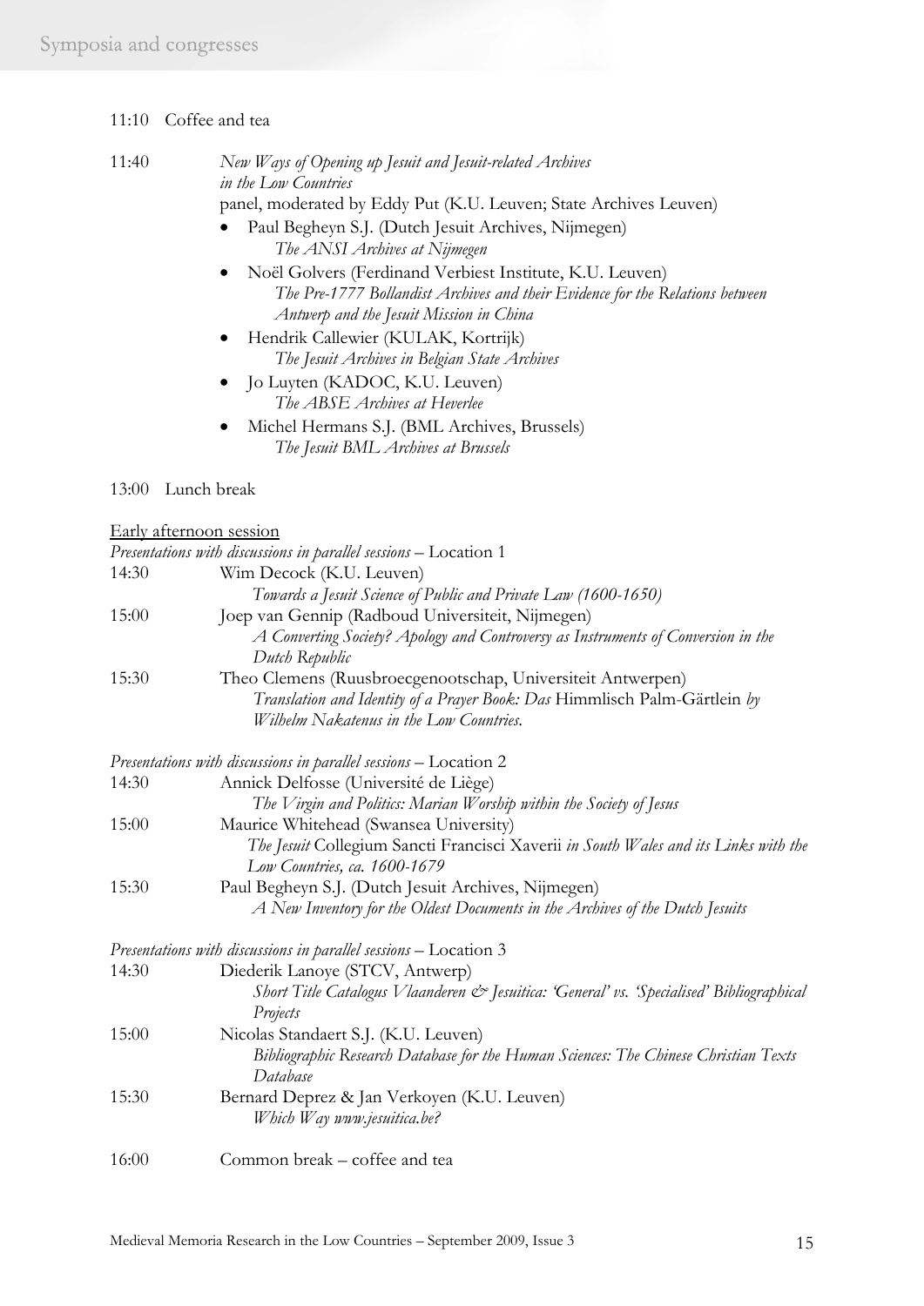11:10 Coffee and tea

11:40 *New Ways of Opening up Jesuit and Jesuit-related Archives in the Low Countries*
panel, moderated by Eddy Put (K.U. Leuven; State Archives Leuven)

- Paul Begheyn S.J. (Dutch Jesuit Archives, Nijmegen)
  *The ANSI Archives at Nijmegen*
- Noël Golvers (Ferdinand Verbiest Institute, K.U. Leuven)
  *The Pre-1777 Bollandist Archives and their Evidence for the Relations between Antwerp and the Jesuit Mission in China*
- Hendrik Callewier (KULAK, Kortrijk)
  *The Jesuit Archives in Belgian State Archives*
- Jo Luyten (KADOC, K.U. Leuven)
  *The ABSE Archives at Heverlee*
- Michel Hermans S.J. (BML Archives, Brussels)
  *The Jesuit BML Archives at Brussels*

13:00 Lunch break

Early afternoon session

*Presentations with discussions in parallel sessions* – Location 1

14:30 Wim Decock (K.U. Leuven)
*Towards a Jesuit Science of Public and Private Law (1600-1650)*

15:00 Joep van Gennip (Radboud Universiteit, Nijmegen)
*A Converting Society? Apology and Controversy as Instruments of Conversion in the Dutch Republic*

15:30 Theo Clemens (Ruusbroecgenootschap, Universiteit Antwerpen)
*Translation and Identity of a Prayer Book: Das* Himmlisch Palm-Gärtlein *by Wilhelm Nakatenus in the Low Countries.*

*Presentations with discussions in parallel sessions* – Location 2

14:30 Annick Delfosse (Université de Liège)
*The Virgin and Politics: Marian Worship within the Society of Jesus*

15:00 Maurice Whitehead (Swansea University)
*The Jesuit* Collegium Sancti Francisci Xaverii *in South Wales and its Links with the Low Countries, ca. 1600-1679*

15:30 Paul Begheyn S.J. (Dutch Jesuit Archives, Nijmegen)
*A New Inventory for the Oldest Documents in the Archives of the Dutch Jesuits*

*Presentations with discussions in parallel sessions* – Location 3

14:30 Diederik Lanoye (STCV, Antwerp)
*Short Title Catalogus Vlaanderen & Jesuitica: 'General' vs. 'Specialised' Bibliographical Projects*

15:00 Nicolas Standaert S.J. (K.U. Leuven)
*Bibliographic Research Database for the Human Sciences: The Chinese Christian Texts Database*

15:30 Bernard Deprez & Jan Verkoyen (K.U. Leuven)
*Which Way www.jesuitica.be?*

16:00 Common break – coffee and tea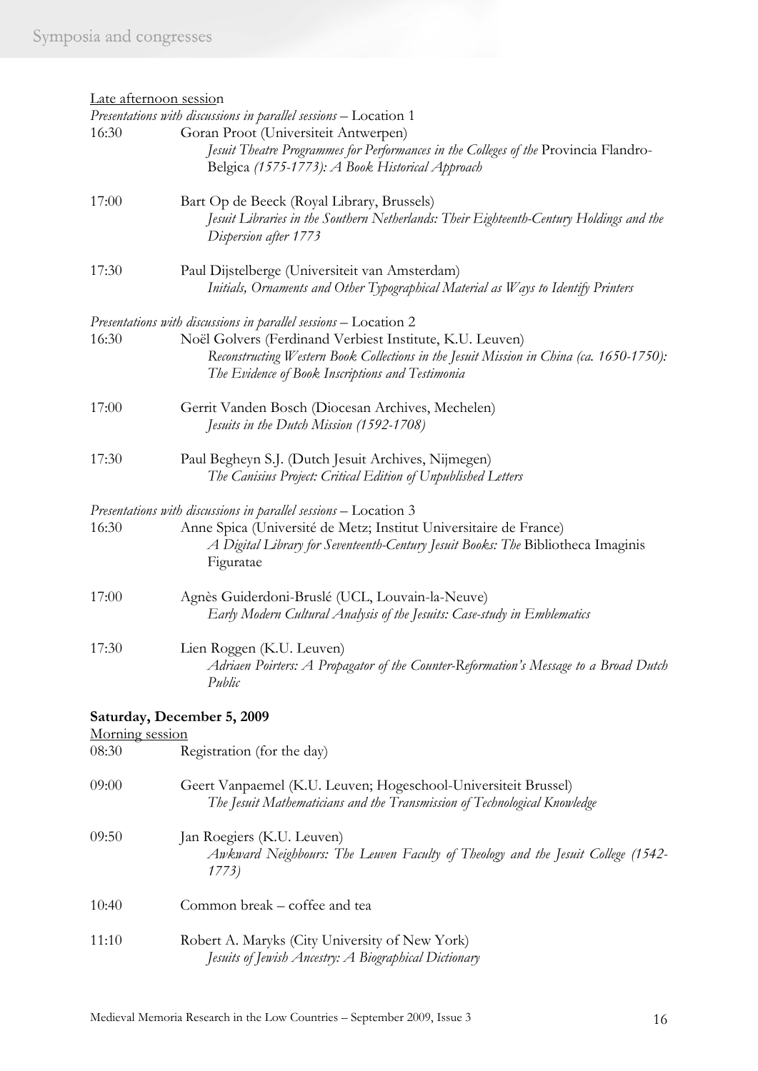Late afternoon session

*Presentations with discussions in parallel sessions* – Location 1

16:30 Goran Proot (Universiteit Antwerpen)
*Jesuit Theatre Programmes for Performances in the Colleges of the* Provincia Flandro-Belgica *(1575-1773): A Book Historical Approach*

17:00 Bart Op de Beeck (Royal Library, Brussels)
*Jesuit Libraries in the Southern Netherlands: Their Eighteenth-Century Holdings and the Dispersion after 1773*

17:30 Paul Dijstelberge (Universiteit van Amsterdam)
*Initials, Ornaments and Other Typographical Material as Ways to Identify Printers*

*Presentations with discussions in parallel sessions* – Location 2

16:30 Noël Golvers (Ferdinand Verbiest Institute, K.U. Leuven)
*Reconstructing Western Book Collections in the Jesuit Mission in China (ca. 1650-1750): The Evidence of Book Inscriptions and Testimonia*

17:00 Gerrit Vanden Bosch (Diocesan Archives, Mechelen)
*Jesuits in the Dutch Mission (1592-1708)*

17:30 Paul Begheyn S.J. (Dutch Jesuit Archives, Nijmegen)
*The Canisius Project: Critical Edition of Unpublished Letters*

*Presentations with discussions in parallel sessions* – Location 3

16:30 Anne Spica (Université de Metz; Institut Universitaire de France)
*A Digital Library for Seventeenth-Century Jesuit Books: The* Bibliotheca Imaginis Figuratae

17:00 Agnès Guiderdoni-Bruslé (UCL, Louvain-la-Neuve)
*Early Modern Cultural Analysis of the Jesuits: Case-study in Emblematics*

17:30 Lien Roggen (K.U. Leuven)
*Adriaen Poirters: A Propagator of the Counter-Reformation's Message to a Broad Dutch Public*

**Saturday, December 5, 2009**

Morning session

08:30 Registration (for the day)

09:00 Geert Vanpaemel (K.U. Leuven; Hogeschool-Universiteit Brussel)
*The Jesuit Mathematicians and the Transmission of Technological Knowledge*

09:50 Jan Roegiers (K.U. Leuven)
*Awkward Neighbours: The Leuven Faculty of Theology and the Jesuit College (1542-1773)*

10:40 Common break – coffee and tea

11:10 Robert A. Maryks (City University of New York)
*Jesuits of Jewish Ancestry: A Biographical Dictionary*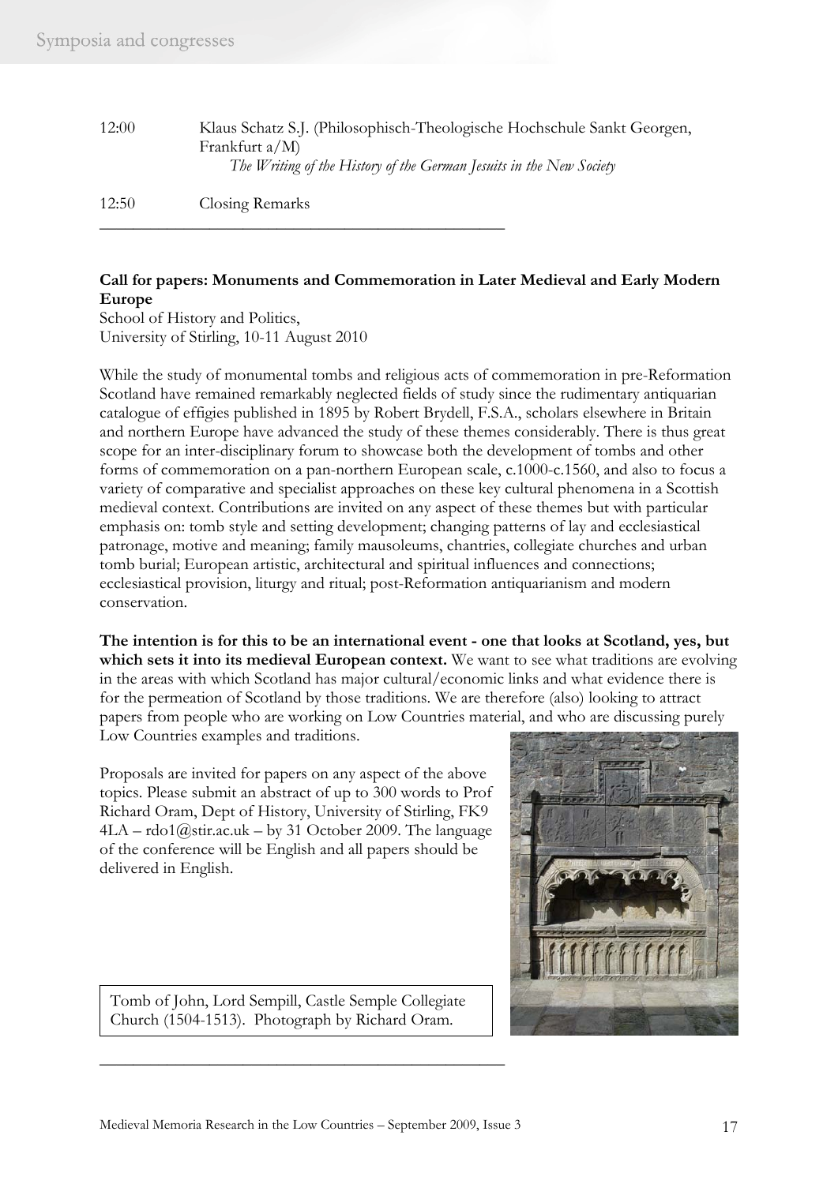| | |
|---|---|
| 12:00 | Klaus Schatz S.J. (Philosophisch-Theologische Hochschule Sankt Georgen, Frankfurt a/M) *The Writing of the History of the German Jesuits in the New Society* |
| 12:50 | Closing Remarks |

---

**Call for papers: Monuments and Commemoration in Later Medieval and Early Modern Europe**

School of History and Politics,
University of Stirling, 10-11 August 2010

While the study of monumental tombs and religious acts of commemoration in pre-Reformation Scotland have remained remarkably neglected fields of study since the rudimentary antiquarian catalogue of effigies published in 1895 by Robert Brydell, F.S.A., scholars elsewhere in Britain and northern Europe have advanced the study of these themes considerably. There is thus great scope for an inter-disciplinary forum to showcase both the development of tombs and other forms of commemoration on a pan-northern European scale, c.1000-c.1560, and also to focus a variety of comparative and specialist approaches on these key cultural phenomena in a Scottish medieval context. Contributions are invited on any aspect of these themes but with particular emphasis on: tomb style and setting development; changing patterns of lay and ecclesiastical patronage, motive and meaning; family mausoleums, chantries, collegiate churches and urban tomb burial; European artistic, architectural and spiritual influences and connections; ecclesiastical provision, liturgy and ritual; post-Reformation antiquarianism and modern conservation.

**The intention is for this to be an international event - one that looks at Scotland, yes, but which sets it into its medieval European context.** We want to see what traditions are evolving in the areas with which Scotland has major cultural/economic links and what evidence there is for the permeation of Scotland by those traditions. We are therefore (also) looking to attract papers from people who are working on Low Countries material, and who are discussing purely Low Countries examples and traditions.

Proposals are invited for papers on any aspect of the above topics. Please submit an abstract of up to 300 words to Prof Richard Oram, Dept of History, University of Stirling, FK9 4LA – rdo1@stir.ac.uk – by 31 October 2009. The language of the conference will be English and all papers should be delivered in English.

Tomb of John, Lord Sempill, Castle Semple Collegiate Church (1504-1513). Photograph by Richard Oram.

---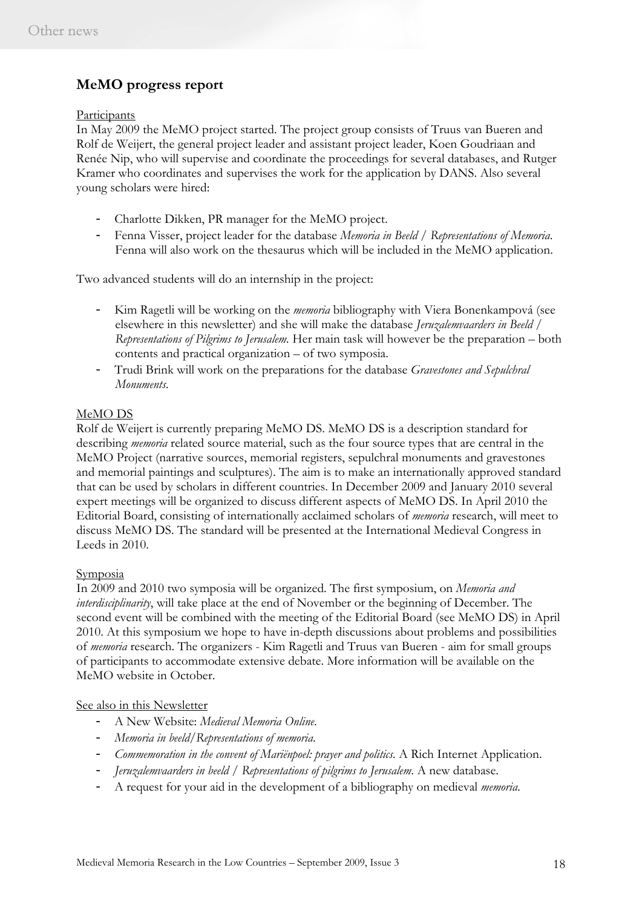## MeMO progress report

Participants

In May 2009 the MeMO project started. The project group consists of Truus van Bueren and Rolf de Weijert, the general project leader and assistant project leader, Koen Goudriaan and Renée Nip, who will supervise and coordinate the proceedings for several databases, and Rutger Kramer who coordinates and supervises the work for the application by DANS. Also several young scholars were hired:

- Charlotte Dikken, PR manager for the MeMO project.
- Fenna Visser, project leader for the database *Memoria in Beeld / Representations of Memoria*. Fenna will also work on the thesaurus which will be included in the MeMO application.

Two advanced students will do an internship in the project:

- Kim Ragetli will be working on the *memoria* bibliography with Viera Bonenkampová (see elsewhere in this newsletter) and she will make the database *Jeruzalemvaarders in Beeld / Representations of Pilgrims to Jerusalem.* Her main task will however be the preparation – both contents and practical organization – of two symposia.
- Trudi Brink will work on the preparations for the database *Gravestones and Sepulchral Monuments*.

MeMO DS

Rolf de Weijert is currently preparing MeMO DS. MeMO DS is a description standard for describing *memoria* related source material, such as the four source types that are central in the MeMO Project (narrative sources, memorial registers, sepulchral monuments and gravestones and memorial paintings and sculptures). The aim is to make an internationally approved standard that can be used by scholars in different countries. In December 2009 and January 2010 several expert meetings will be organized to discuss different aspects of MeMO DS. In April 2010 the Editorial Board, consisting of internationally acclaimed scholars of *memoria* research, will meet to discuss MeMO DS. The standard will be presented at the International Medieval Congress in Leeds in 2010.

Symposia

In 2009 and 2010 two symposia will be organized. The first symposium, on *Memoria and interdisciplinarity*, will take place at the end of November or the beginning of December. The second event will be combined with the meeting of the Editorial Board (see MeMO DS) in April 2010. At this symposium we hope to have in-depth discussions about problems and possibilities of *memoria* research. The organizers - Kim Ragetli and Truus van Bueren - aim for small groups of participants to accommodate extensive debate. More information will be available on the MeMO website in October.

See also in this Newsletter

- A New Website: *Medieval Memoria Online*.
- *Memoria in beeld/Representations of memoria*.
- *Commemoration in the convent of Mariënpoel: prayer and politics*. A Rich Internet Application.
- *Jeruzalemvaarders in beeld / Representations of pilgrims to Jerusalem*. A new database.
- A request for your aid in the development of a bibliography on medieval *memoria*.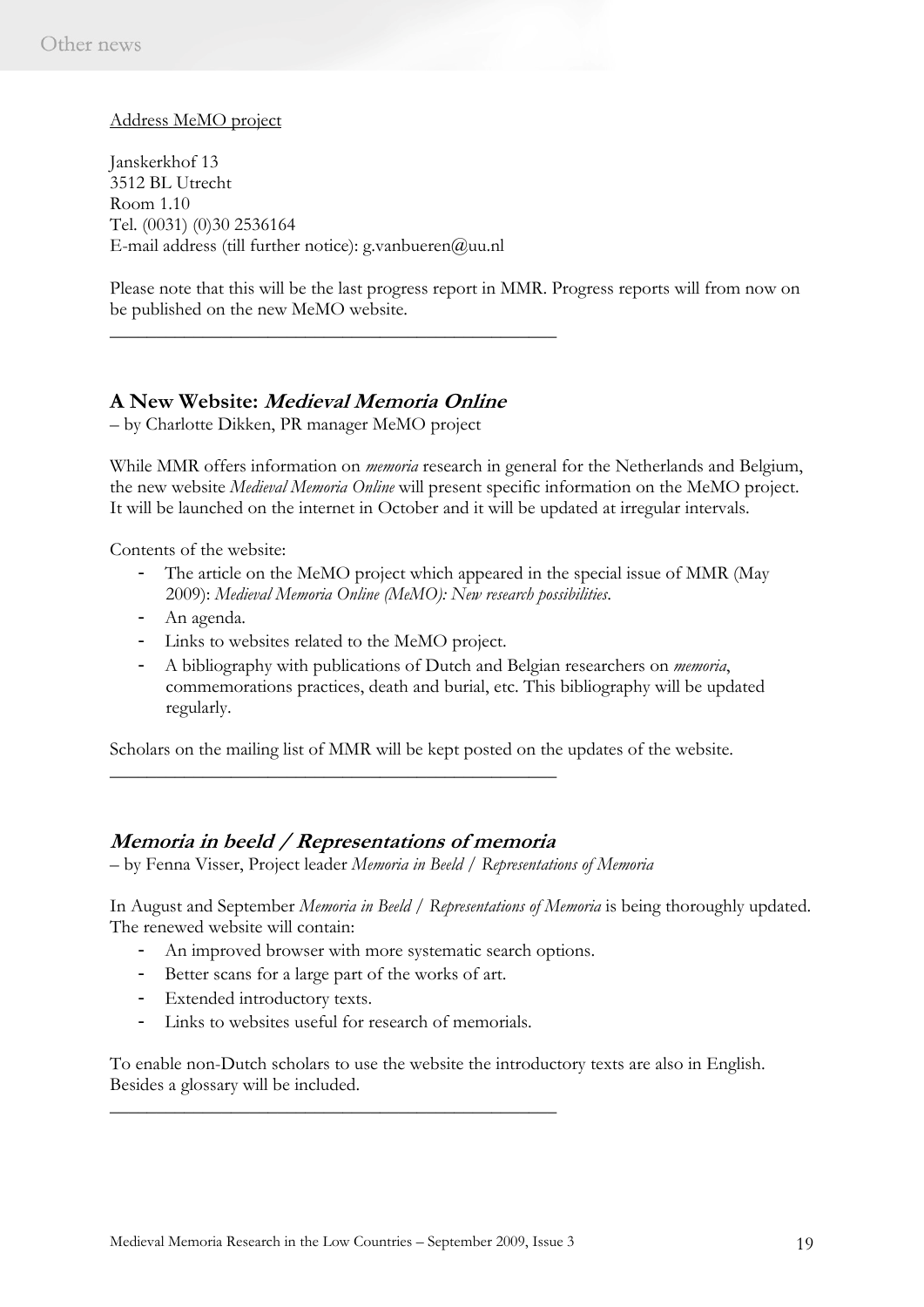Address MeMO project

Janskerkhof 13
3512 BL Utrecht
Room 1.10
Tel. (0031) (0)30 2536164
E-mail address (till further notice): g.vanbueren@uu.nl

Please note that this will be the last progress report in MMR. Progress reports will from now on be published on the new MeMO website.

---

## A New Website: *Medieval Memoria Online*

– by Charlotte Dikken, PR manager MeMO project

While MMR offers information on *memoria* research in general for the Netherlands and Belgium, the new website *Medieval Memoria Online* will present specific information on the MeMO project. It will be launched on the internet in October and it will be updated at irregular intervals.

Contents of the website:

- The article on the MeMO project which appeared in the special issue of MMR (May 2009): *Medieval Memoria Online (MeMO): New research possibilities*.
- An agenda.
- Links to websites related to the MeMO project.
- A bibliography with publications of Dutch and Belgian researchers on *memoria*, commemorations practices, death and burial, etc. This bibliography will be updated regularly.

Scholars on the mailing list of MMR will be kept posted on the updates of the website.

---

## *Memoria in beeld / Representations of memoria*

– by Fenna Visser, Project leader *Memoria in Beeld / Representations of Memoria*

In August and September *Memoria in Beeld / Representations of Memoria* is being thoroughly updated. The renewed website will contain:

- An improved browser with more systematic search options.
- Better scans for a large part of the works of art.
- Extended introductory texts.
- Links to websites useful for research of memorials.

To enable non-Dutch scholars to use the website the introductory texts are also in English. Besides a glossary will be included.

---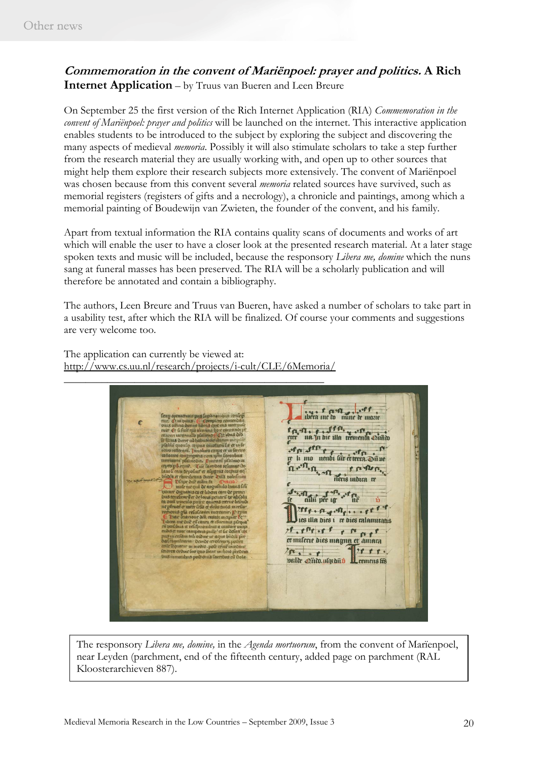## *Commemoration in the convent of Mariënpoel: prayer and politics.* **A Rich Internet Application** – by Truus van Bueren and Leen Breure

On September 25 the first version of the Rich Internet Application (RIA) *Commemoration in the convent of Mariënpoel: prayer and politics* will be launched on the internet. This interactive application enables students to be introduced to the subject by exploring the subject and discovering the many aspects of medieval *memoria*. Possibly it will also stimulate scholars to take a step further from the research material they are usually working with, and open up to other sources that might help them explore their research subjects more extensively. The convent of Mariënpoel was chosen because from this convent several *memoria* related sources have survived, such as memorial registers (registers of gifts and a necrology), a chronicle and paintings, among which a memorial painting of Boudewijn van Zwieten, the founder of the convent, and his family.

Apart from textual information the RIA contains quality scans of documents and works of art which will enable the user to have a closer look at the presented research material. At a later stage spoken texts and music will be included, because the responsory *Libera me, domine* which the nuns sang at funeral masses has been preserved. The RIA will be a scholarly publication and will therefore be annotated and contain a bibliography.

The authors, Leen Breure and Truus van Bueren, have asked a number of scholars to take part in a usability test, after which the RIA will be finalized. Of course your comments and suggestions are very welcome too.

The application can currently be viewed at:
http://www.cs.uu.nl/research/projects/i-cult/CLE/6Memoria/

---

The responsory *Libera me, domine,* in the *Agenda mortuorum*, from the convent of Marïenpoel, near Leyden (parchment, end of the fifteenth century, added page on parchment (RAL Kloosterarchieven 887).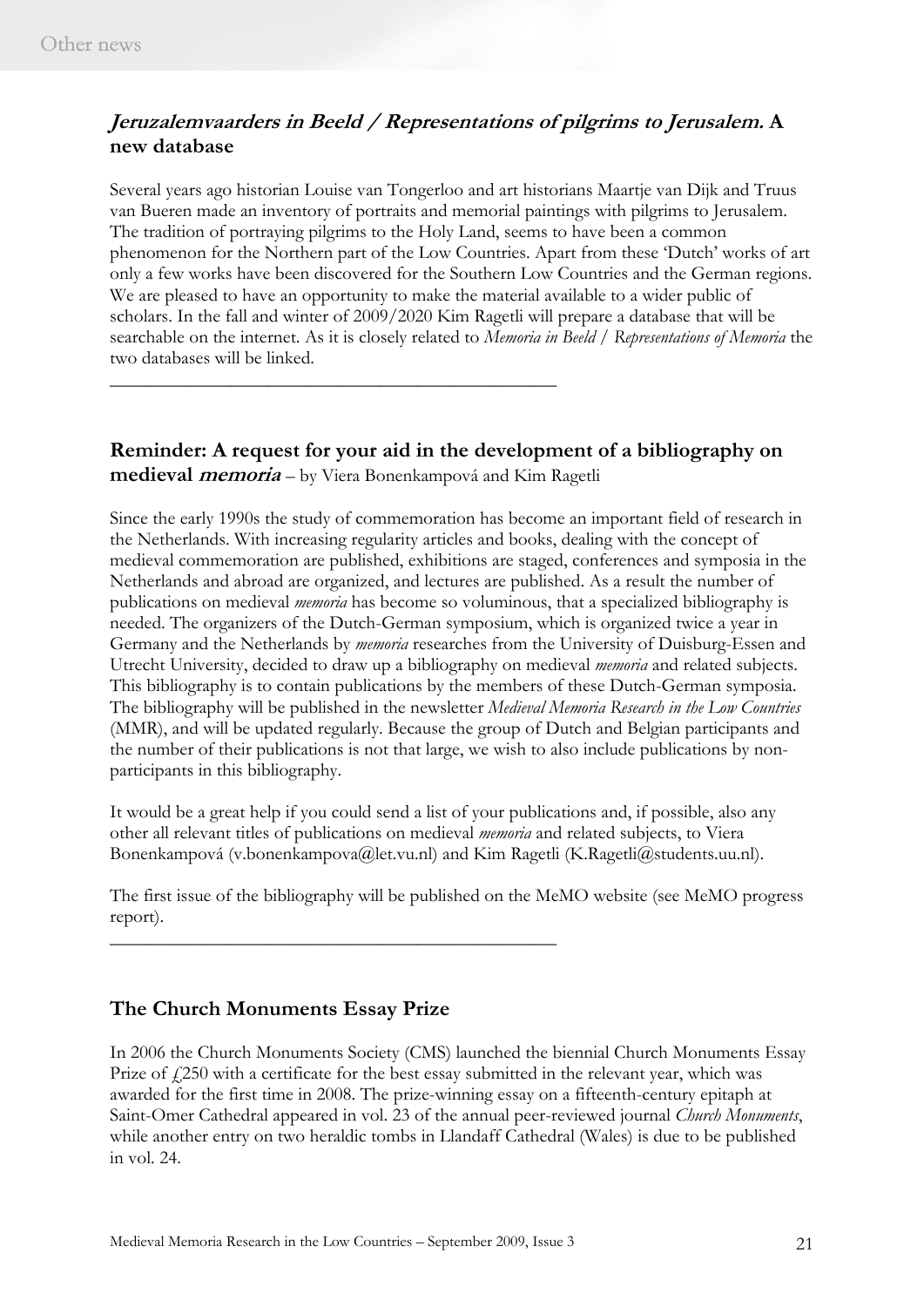## *Jeruzalemvaarders in Beeld / Representations of pilgrims to Jerusalem.* A new database

Several years ago historian Louise van Tongerloo and art historians Maartje van Dijk and Truus van Bueren made an inventory of portraits and memorial paintings with pilgrims to Jerusalem. The tradition of portraying pilgrims to the Holy Land, seems to have been a common phenomenon for the Northern part of the Low Countries. Apart from these 'Dutch' works of art only a few works have been discovered for the Southern Low Countries and the German regions. We are pleased to have an opportunity to make the material available to a wider public of scholars. In the fall and winter of 2009/2020 Kim Ragetli will prepare a database that will be searchable on the internet. As it is closely related to *Memoria in Beeld / Representations of Memoria* the two databases will be linked.

---

## Reminder: A request for your aid in the development of a bibliography on medieval *memoria* – by Viera Bonenkampová and Kim Ragetli

Since the early 1990s the study of commemoration has become an important field of research in the Netherlands. With increasing regularity articles and books, dealing with the concept of medieval commemoration are published, exhibitions are staged, conferences and symposia in the Netherlands and abroad are organized, and lectures are published. As a result the number of publications on medieval *memoria* has become so voluminous, that a specialized bibliography is needed. The organizers of the Dutch-German symposium, which is organized twice a year in Germany and the Netherlands by *memoria* researches from the University of Duisburg-Essen and Utrecht University, decided to draw up a bibliography on medieval *memoria* and related subjects. This bibliography is to contain publications by the members of these Dutch-German symposia. The bibliography will be published in the newsletter *Medieval Memoria Research in the Low Countries* (MMR), and will be updated regularly. Because the group of Dutch and Belgian participants and the number of their publications is not that large, we wish to also include publications by non-participants in this bibliography.

It would be a great help if you could send a list of your publications and, if possible, also any other all relevant titles of publications on medieval *memoria* and related subjects, to Viera Bonenkampová (v.bonenkampova@let.vu.nl) and Kim Ragetli (K.Ragetli@students.uu.nl).

The first issue of the bibliography will be published on the MeMO website (see MeMO progress report).

---

## The Church Monuments Essay Prize

In 2006 the Church Monuments Society (CMS) launched the biennial Church Monuments Essay Prize of £250 with a certificate for the best essay submitted in the relevant year, which was awarded for the first time in 2008. The prize-winning essay on a fifteenth-century epitaph at Saint-Omer Cathedral appeared in vol. 23 of the annual peer-reviewed journal *Church Monuments*, while another entry on two heraldic tombs in Llandaff Cathedral (Wales) is due to be published in vol. 24.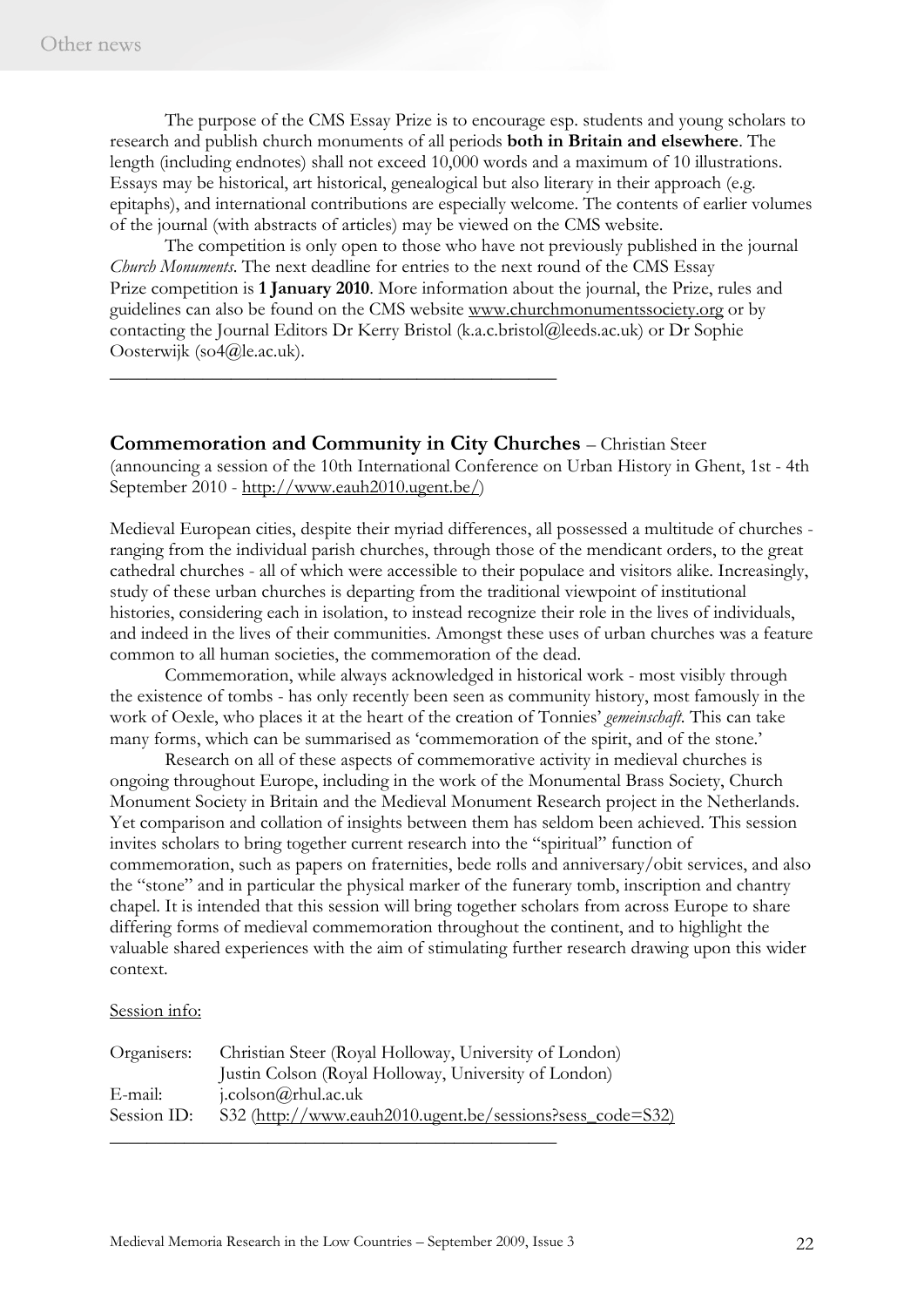The purpose of the CMS Essay Prize is to encourage esp. students and young scholars to research and publish church monuments of all periods **both in Britain and elsewhere**. The length (including endnotes) shall not exceed 10,000 words and a maximum of 10 illustrations. Essays may be historical, art historical, genealogical but also literary in their approach (e.g. epitaphs), and international contributions are especially welcome. The contents of earlier volumes of the journal (with abstracts of articles) may be viewed on the CMS website.

The competition is only open to those who have not previously published in the journal *Church Monuments*. The next deadline for entries to the next round of the CMS Essay Prize competition is **1 January 2010**. More information about the journal, the Prize, rules and guidelines can also be found on the CMS website www.churchmonumentssociety.org or by contacting the Journal Editors Dr Kerry Bristol (k.a.c.bristol@leeds.ac.uk) or Dr Sophie Oosterwijk (so4@le.ac.uk).

---

## Commemoration and Community in City Churches – Christian Steer

(announcing a session of the 10th International Conference on Urban History in Ghent, 1st - 4th September 2010 - http://www.eauh2010.ugent.be/)

Medieval European cities, despite their myriad differences, all possessed a multitude of churches - ranging from the individual parish churches, through those of the mendicant orders, to the great cathedral churches - all of which were accessible to their populace and visitors alike. Increasingly, study of these urban churches is departing from the traditional viewpoint of institutional histories, considering each in isolation, to instead recognize their role in the lives of individuals, and indeed in the lives of their communities. Amongst these uses of urban churches was a feature common to all human societies, the commemoration of the dead.

Commemoration, while always acknowledged in historical work - most visibly through the existence of tombs - has only recently been seen as community history, most famously in the work of Oexle, who places it at the heart of the creation of Tonnies' *gemeinschaft*. This can take many forms, which can be summarised as 'commemoration of the spirit, and of the stone.'

Research on all of these aspects of commemorative activity in medieval churches is ongoing throughout Europe, including in the work of the Monumental Brass Society, Church Monument Society in Britain and the Medieval Monument Research project in the Netherlands. Yet comparison and collation of insights between them has seldom been achieved. This session invites scholars to bring together current research into the "spiritual" function of commemoration, such as papers on fraternities, bede rolls and anniversary/obit services, and also the "stone" and in particular the physical marker of the funerary tomb, inscription and chantry chapel. It is intended that this session will bring together scholars from across Europe to share differing forms of medieval commemoration throughout the continent, and to highlight the valuable shared experiences with the aim of stimulating further research drawing upon this wider context.

Session info:

| | |
|---|---|
| Organisers: | Christian Steer (Royal Holloway, University of London) |
| | Justin Colson (Royal Holloway, University of London) |
| E-mail: | j.colson@rhul.ac.uk |
| Session ID: | S32 (http://www.eauh2010.ugent.be/sessions?sess_code=S32) |

---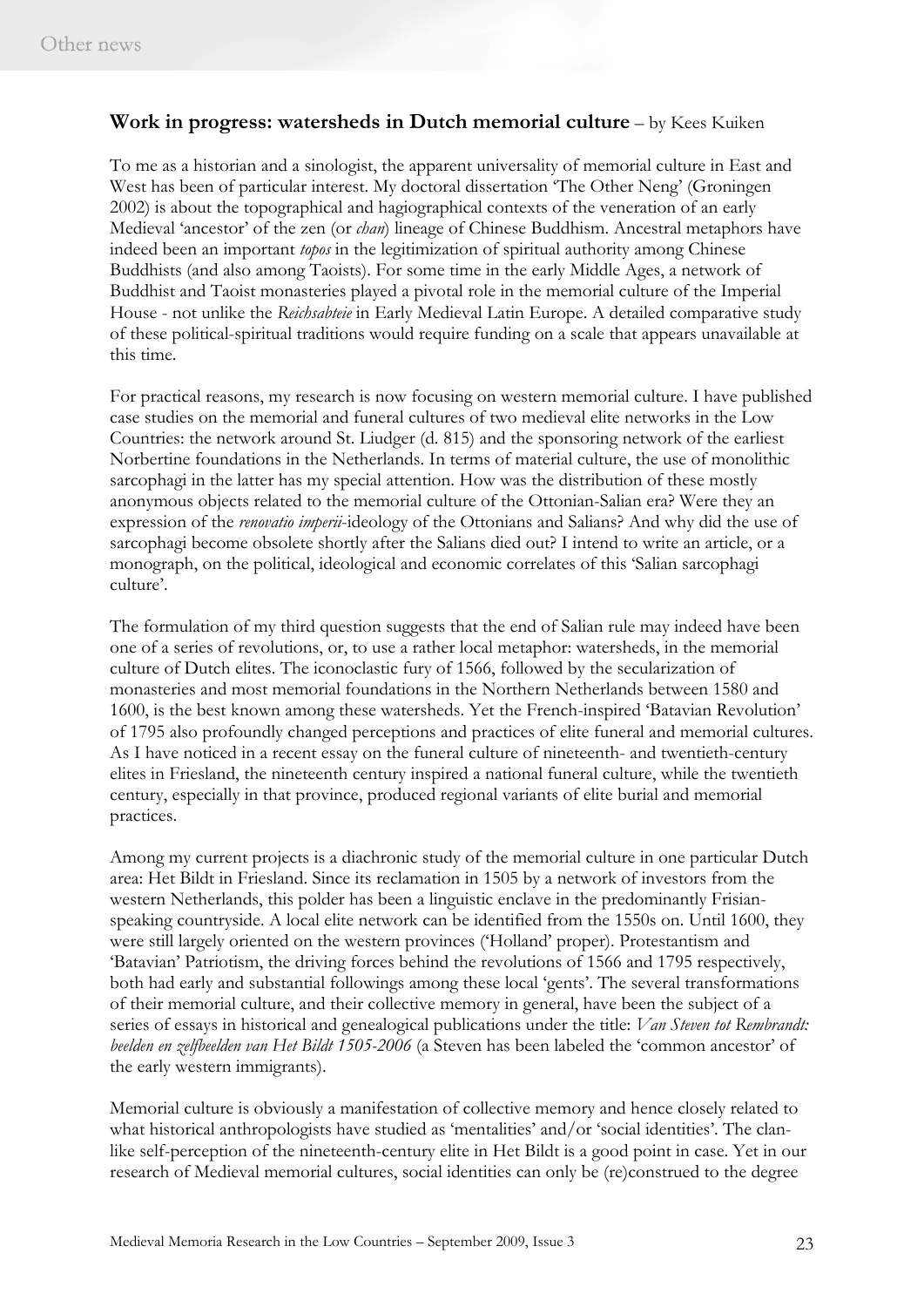## **Work in progress: watersheds in Dutch memorial culture** – by Kees Kuiken

To me as a historian and a sinologist, the apparent universality of memorial culture in East and West has been of particular interest. My doctoral dissertation 'The Other Neng' (Groningen 2002) is about the topographical and hagiographical contexts of the veneration of an early Medieval 'ancestor' of the zen (or *chan*) lineage of Chinese Buddhism. Ancestral metaphors have indeed been an important *topos* in the legitimization of spiritual authority among Chinese Buddhists (and also among Taoists). For some time in the early Middle Ages, a network of Buddhist and Taoist monasteries played a pivotal role in the memorial culture of the Imperial House - not unlike the *Reichsabteie* in Early Medieval Latin Europe. A detailed comparative study of these political-spiritual traditions would require funding on a scale that appears unavailable at this time.

For practical reasons, my research is now focusing on western memorial culture. I have published case studies on the memorial and funeral cultures of two medieval elite networks in the Low Countries: the network around St. Liudger (d. 815) and the sponsoring network of the earliest Norbertine foundations in the Netherlands. In terms of material culture, the use of monolithic sarcophagi in the latter has my special attention. How was the distribution of these mostly anonymous objects related to the memorial culture of the Ottonian-Salian era? Were they an expression of the *renovatio imperii*-ideology of the Ottonians and Salians? And why did the use of sarcophagi become obsolete shortly after the Salians died out? I intend to write an article, or a monograph, on the political, ideological and economic correlates of this 'Salian sarcophagi culture'.

The formulation of my third question suggests that the end of Salian rule may indeed have been one of a series of revolutions, or, to use a rather local metaphor: watersheds, in the memorial culture of Dutch elites. The iconoclastic fury of 1566, followed by the secularization of monasteries and most memorial foundations in the Northern Netherlands between 1580 and 1600, is the best known among these watersheds. Yet the French-inspired 'Batavian Revolution' of 1795 also profoundly changed perceptions and practices of elite funeral and memorial cultures. As I have noticed in a recent essay on the funeral culture of nineteenth- and twentieth-century elites in Friesland, the nineteenth century inspired a national funeral culture, while the twentieth century, especially in that province, produced regional variants of elite burial and memorial practices.

Among my current projects is a diachronic study of the memorial culture in one particular Dutch area: Het Bildt in Friesland. Since its reclamation in 1505 by a network of investors from the western Netherlands, this polder has been a linguistic enclave in the predominantly Frisian-speaking countryside. A local elite network can be identified from the 1550s on. Until 1600, they were still largely oriented on the western provinces ('Holland' proper). Protestantism and 'Batavian' Patriotism, the driving forces behind the revolutions of 1566 and 1795 respectively, both had early and substantial followings among these local 'gents'. The several transformations of their memorial culture, and their collective memory in general, have been the subject of a series of essays in historical and genealogical publications under the title: *Van Steven tot Rembrandt: beelden en zelfbeelden van Het Bildt 1505-2006* (a Steven has been labeled the 'common ancestor' of the early western immigrants).

Memorial culture is obviously a manifestation of collective memory and hence closely related to what historical anthropologists have studied as 'mentalities' and/or 'social identities'. The clan-like self-perception of the nineteenth-century elite in Het Bildt is a good point in case. Yet in our research of Medieval memorial cultures, social identities can only be (re)construed to the degree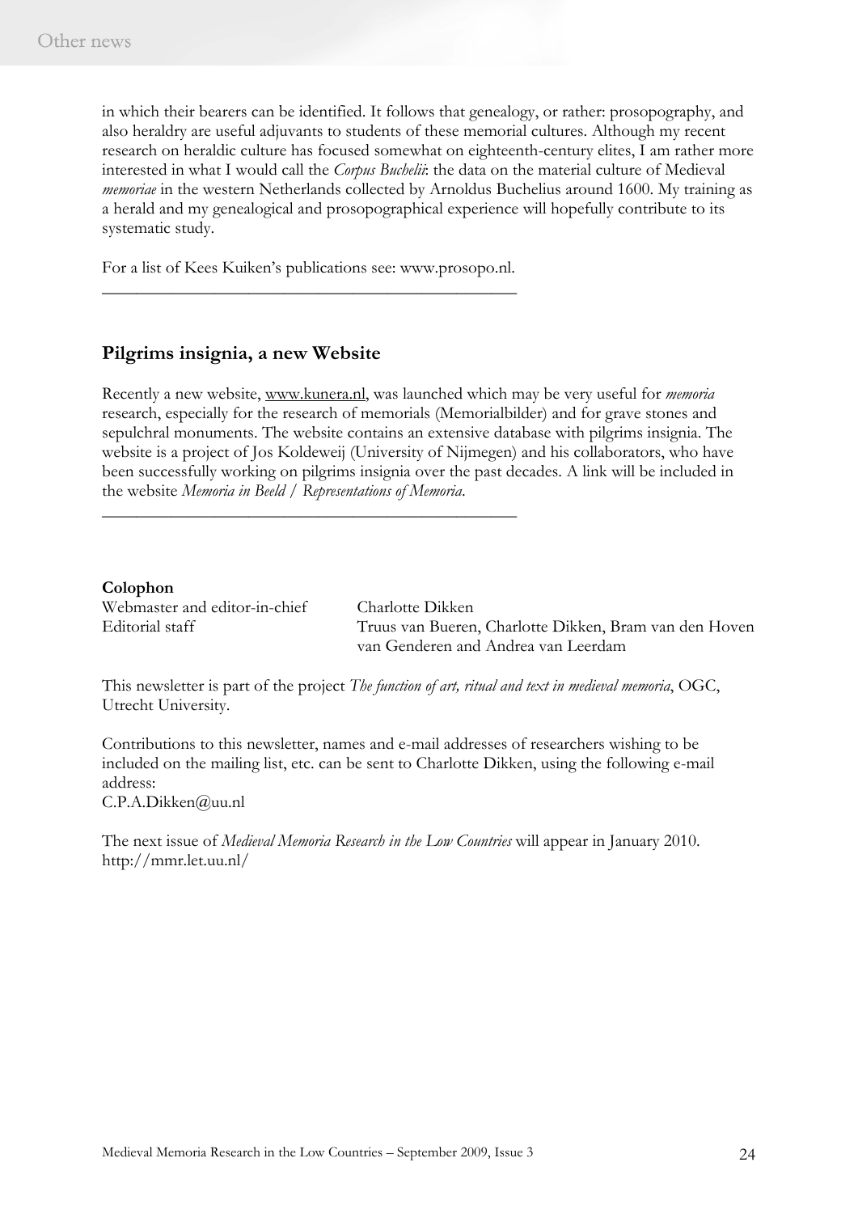in which their bearers can be identified. It follows that genealogy, or rather: prosopography, and also heraldry are useful adjuvants to students of these memorial cultures. Although my recent research on heraldic culture has focused somewhat on eighteenth-century elites, I am rather more interested in what I would call the *Corpus Buchelii*: the data on the material culture of Medieval *memoriae* in the western Netherlands collected by Arnoldus Buchelius around 1600. My training as a herald and my genealogical and prosopographical experience will hopefully contribute to its systematic study.

For a list of Kees Kuiken's publications see: www.prosopo.nl.

---

## Pilgrims insignia, a new Website

Recently a new website, www.kunera.nl, was launched which may be very useful for *memoria* research, especially for the research of memorials (Memorialbilder) and for grave stones and sepulchral monuments. The website contains an extensive database with pilgrims insignia. The website is a project of Jos Koldeweij (University of Nijmegen) and his collaborators, who have been successfully working on pilgrims insignia over the past decades. A link will be included in the website *Memoria in Beeld / Representations of Memoria*.

---

**Colophon**

| | |
|---|---|
| Webmaster and editor-in-chief | Charlotte Dikken |
| Editorial staff | Truus van Bueren, Charlotte Dikken, Bram van den Hoven van Genderen and Andrea van Leerdam |

This newsletter is part of the project *The function of art, ritual and text in medieval memoria*, OGC, Utrecht University.

Contributions to this newsletter, names and e-mail addresses of researchers wishing to be included on the mailing list, etc. can be sent to Charlotte Dikken, using the following e-mail address:
C.P.A.Dikken@uu.nl

The next issue of *Medieval Memoria Research in the Low Countries* will appear in January 2010.
http://mmr.let.uu.nl/